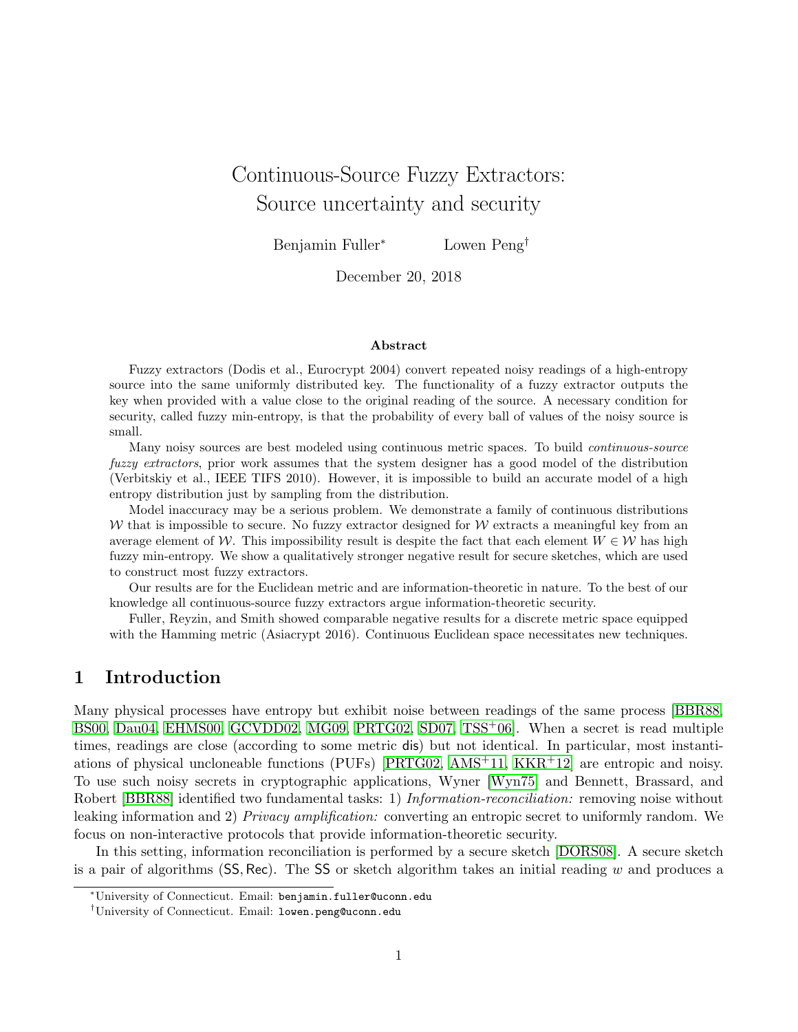# Continuous-Source Fuzzy Extractors: Source uncertainty and security

Benjamin Fuller[*] Lowen Peng[†]

December 20, 2018

### Abstract

Fuzzy extractors (Dodis et al., Eurocrypt 2004) convert repeated noisy readings of a high-entropy source into the same uniformly distributed key. The functionality of a fuzzy extractor outputs the key when provided with a value close to the original reading of the source. A necessary condition for security, called fuzzy min-entropy, is that the probability of every ball of values of the noisy source is small.

Many noisy sources are best modeled using continuous metric spaces. To build *continuous-source fuzzy extractors*, prior work assumes that the system designer has a good model of the distribution (Verbitskiy et al., IEEE TIFS 2010). However, it is impossible to build an accurate model of a high entropy distribution just by sampling from the distribution.

Model inaccuracy may be a serious problem. We demonstrate a family of continuous distributions $\mathcal{W}$ that is impossible to secure. No fuzzy extractor designed for $\mathcal{W}$ extracts a meaningful key from an average element of $\mathcal{W}$. This impossibility result is despite the fact that each element $W \in \mathcal{W}$ has high fuzzy min-entropy. We show a qualitatively stronger negative result for secure sketches, which are used to construct most fuzzy extractors.

Our results are for the Euclidean metric and are information-theoretic in nature. To the best of our knowledge all continuous-source fuzzy extractors argue information-theoretic security.

Fuller, Reyzin, and Smith showed comparable negative results for a discrete metric space equipped with the Hamming metric (Asiacrypt 2016). Continuous Euclidean space necessitates new techniques.

## 1 Introduction

Many physical processes have entropy but exhibit noise between readings of the same process [BBR88, BS00, Dau04, EHMS00, GCVDD02, MG09, PRTG02, SD07, TSS+06]. When a secret is read multiple times, readings are close (according to some metric $\mathsf{dis}$) but not identical. In particular, most instantiations of physical uncloneable functions (PUFs) [PRTG02, AMS+11, KKR+12] are entropic and noisy. To use such noisy secrets in cryptographic applications, Wyner [Wyn75] and Bennett, Brassard, and Robert [BBR88] identified two fundamental tasks: 1) *Information-reconciliation:* removing noise without leaking information and 2) *Privacy amplification:* converting an entropic secret to uniformly random. We focus on non-interactive protocols that provide information-theoretic security.

In this setting, information reconciliation is performed by a secure sketch [DORS08]. A secure sketch is a pair of algorithms $(\mathsf{SS}, \mathsf{Rec})$. The $\mathsf{SS}$ or sketch algorithm takes an initial reading $w$ and produces a

[*] University of Connecticut. Email: benjamin.fuller@uconn.edu

[†] University of Connecticut. Email: lowen.peng@uconn.edu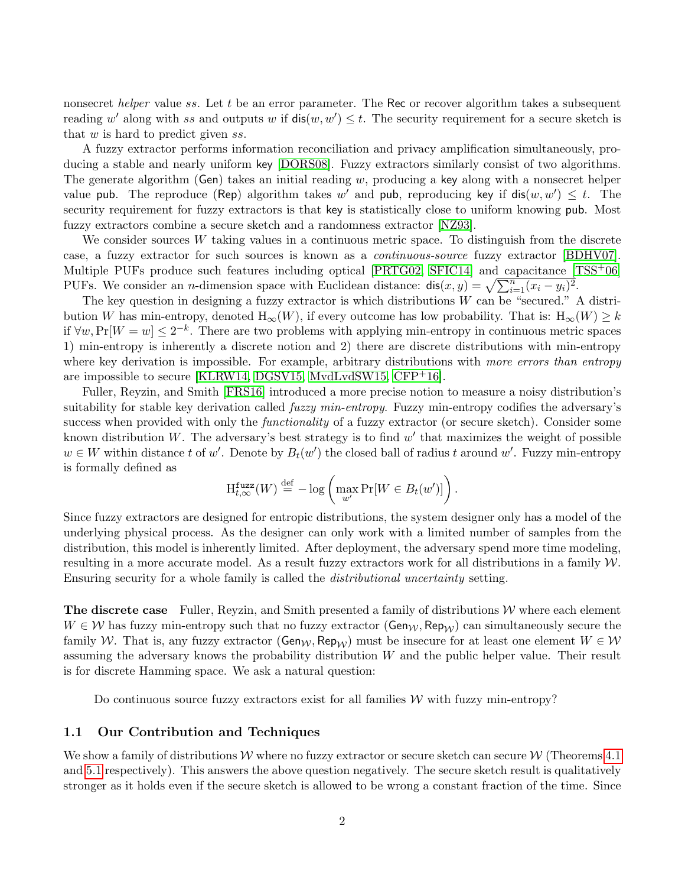nonsecret *helper* value $ss$. Let $t$ be an error parameter. The $\mathsf{Rec}$ or recover algorithm takes a subsequent reading $w'$ along with $ss$ and outputs $w$ if $\mathsf{dis}(w, w') \leq t$. The security requirement for a secure sketch is that $w$ is hard to predict given $ss$.

A fuzzy extractor performs information reconciliation and privacy amplification simultaneously, producing a stable and nearly uniform $\mathsf{key}$ [DORS08]. Fuzzy extractors similarly consist of two algorithms. The generate algorithm ($\mathsf{Gen}$) takes an initial reading $w$, producing a $\mathsf{key}$ along with a nonsecret helper value $\mathsf{pub}$. The reproduce ($\mathsf{Rep}$) algorithm takes $w'$ and $\mathsf{pub}$, reproducing $\mathsf{key}$ if $\mathsf{dis}(w, w') \leq t$. The security requirement for fuzzy extractors is that $\mathsf{key}$ is statistically close to uniform knowing $\mathsf{pub}$. Most fuzzy extractors combine a secure sketch and a randomness extractor [NZ93].

We consider sources $W$ taking values in a continuous metric space. To distinguish from the discrete case, a fuzzy extractor for such sources is known as a *continuous-source* fuzzy extractor [BDHV07]. Multiple PUFs produce such features including optical [PRTG02, SFIC14] and capacitance [TSS+06] PUFs. We consider an $n$-dimension space with Euclidean distance: $\mathsf{dis}(x, y) = \sqrt{\sum_{i=1}^{n}(x_i - y_i)^2}$.

The key question in designing a fuzzy extractor is which distributions $W$ can be "secured." A distribution $W$ has min-entropy, denoted $\mathrm{H}_\infty(W)$, if every outcome has low probability. That is: $\mathrm{H}_\infty(W) \geq k$ if $\forall w, \Pr[W = w] \leq 2^{-k}$. There are two problems with applying min-entropy in continuous metric spaces 1) min-entropy is inherently a discrete notion and 2) there are discrete distributions with min-entropy where key derivation is impossible. For example, arbitrary distributions with *more errors than entropy* are impossible to secure [KLRW14, DGSV15, MvdLvdSW15, CFP+16].

Fuller, Reyzin, and Smith [FRS16] introduced a more precise notion to measure a noisy distribution's suitability for stable key derivation called *fuzzy min-entropy*. Fuzzy min-entropy codifies the adversary's success when provided with only the *functionality* of a fuzzy extractor (or secure sketch). Consider some known distribution $W$. The adversary's best strategy is to find $w'$ that maximizes the weight of possible $w \in W$ within distance $t$ of $w'$. Denote by $B_t(w')$ the closed ball of radius $t$ around $w'$. Fuzzy min-entropy is formally defined as

$$\mathrm{H}^{\mathtt{fuzz}}_{t,\infty}(W) \stackrel{\text{def}}{=} -\log\left(\max_{w'} \Pr[W \in B_t(w')]\right).$$

Since fuzzy extractors are designed for entropic distributions, the system designer only has a model of the underlying physical process. As the designer can only work with a limited number of samples from the distribution, this model is inherently limited. After deployment, the adversary spend more time modeling, resulting in a more accurate model. As a result fuzzy extractors work for all distributions in a family $\mathcal{W}$. Ensuring security for a whole family is called the *distributional uncertainty* setting.

**The discrete case** Fuller, Reyzin, and Smith presented a family of distributions $\mathcal{W}$ where each element $W \in \mathcal{W}$ has fuzzy min-entropy such that no fuzzy extractor $(\mathsf{Gen}_\mathcal{W}, \mathsf{Rep}_\mathcal{W})$ can simultaneously secure the family $\mathcal{W}$. That is, any fuzzy extractor $(\mathsf{Gen}_\mathcal{W}, \mathsf{Rep}_\mathcal{W})$ must be insecure for at least one element $W \in \mathcal{W}$ assuming the adversary knows the probability distribution $W$ and the public helper value. Their result is for discrete Hamming space. We ask a natural question:

> Do continuous source fuzzy extractors exist for all families $\mathcal{W}$ with fuzzy min-entropy?

## 1.1 Our Contribution and Techniques

We show a family of distributions $\mathcal{W}$ where no fuzzy extractor or secure sketch can secure $\mathcal{W}$ (Theorems 4.1 and 5.1 respectively). This answers the above question negatively. The secure sketch result is qualitatively stronger as it holds even if the secure sketch is allowed to be wrong a constant fraction of the time. Since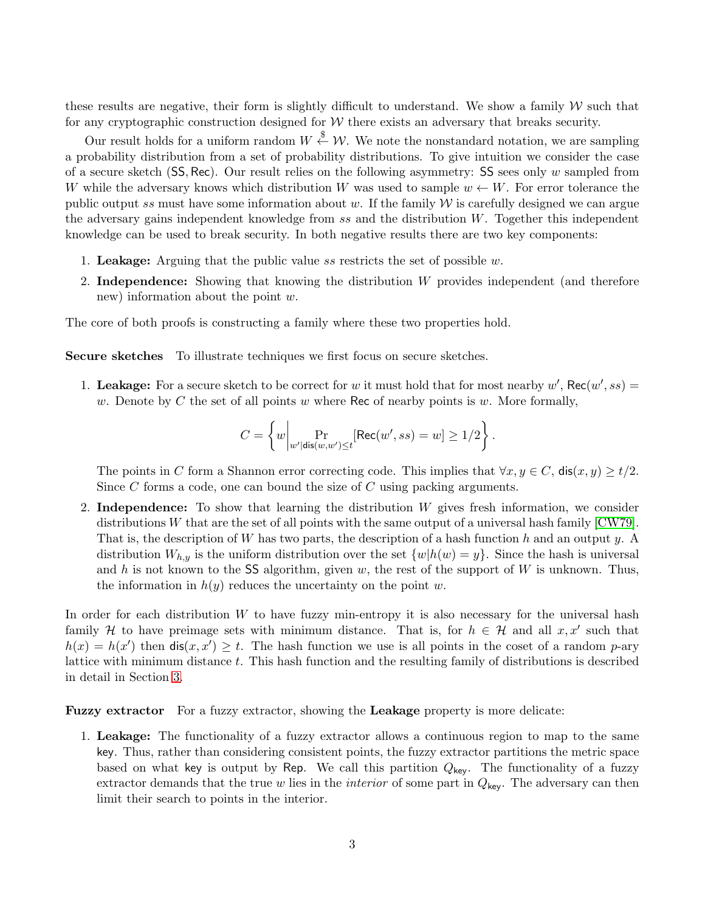these results are negative, their form is slightly difficult to understand. We show a family $\mathcal{W}$ such that for any cryptographic construction designed for $\mathcal{W}$ there exists an adversary that breaks security.

Our result holds for a uniform random $W \stackrel{\$}{\leftarrow} \mathcal{W}$. We note the nonstandard notation, we are sampling a probability distribution from a set of probability distributions. To give intuition we consider the case of a secure sketch $(\mathsf{SS}, \mathsf{Rec})$. Our result relies on the following asymmetry: $\mathsf{SS}$ sees only $w$ sampled from $W$ while the adversary knows which distribution $W$ was used to sample $w \leftarrow W$. For error tolerance the public output $ss$ must have some information about $w$. If the family $\mathcal{W}$ is carefully designed we can argue the adversary gains independent knowledge from $ss$ and the distribution $W$. Together this independent knowledge can be used to break security. In both negative results there are two key components:

1. **Leakage:** Arguing that the public value $ss$ restricts the set of possible $w$.
2. **Independence:** Showing that knowing the distribution $W$ provides independent (and therefore new) information about the point $w$.

The core of both proofs is constructing a family where these two properties hold.

**Secure sketches** To illustrate techniques we first focus on secure sketches.

1. **Leakage:** For a secure sketch to be correct for $w$ it must hold that for most nearby $w'$, $\mathsf{Rec}(w', ss) = w$. Denote by $C$ the set of all points $w$ where $\mathsf{Rec}$ of nearby points is $w$. More formally,

$$C = \left\{ w \middle| \Pr_{w' | \mathsf{dis}(w,w') \leq t} [\mathsf{Rec}(w', ss) = w] \geq 1/2 \right\}.$$

   The points in $C$ form a Shannon error correcting code. This implies that $\forall x, y \in C$, $\mathsf{dis}(x, y) \geq t/2$. Since $C$ forms a code, one can bound the size of $C$ using packing arguments.

2. **Independence:** To show that learning the distribution $W$ gives fresh information, we consider distributions $W$ that are the set of all points with the same output of a universal hash family [CW79]. That is, the description of $W$ has two parts, the description of a hash function $h$ and an output $y$. A distribution $W_{h,y}$ is the uniform distribution over the set $\{w | h(w) = y\}$. Since the hash is universal and $h$ is not known to the $\mathsf{SS}$ algorithm, given $w$, the rest of the support of $W$ is unknown. Thus, the information in $h(y)$ reduces the uncertainty on the point $w$.

In order for each distribution $W$ to have fuzzy min-entropy it is also necessary for the universal hash family $\mathcal{H}$ to have preimage sets with minimum distance. That is, for $h \in \mathcal{H}$ and all $x, x'$ such that $h(x) = h(x')$ then $\mathsf{dis}(x, x') \geq t$. The hash function we use is all points in the coset of a random $p$-ary lattice with minimum distance $t$. This hash function and the resulting family of distributions is described in detail in Section 3.

**Fuzzy extractor** For a fuzzy extractor, showing the **Leakage** property is more delicate:

1. **Leakage:** The functionality of a fuzzy extractor allows a continuous region to map to the same $\mathsf{key}$. Thus, rather than considering consistent points, the fuzzy extractor partitions the metric space based on what $\mathsf{key}$ is output by $\mathsf{Rep}$. We call this partition $Q_{\mathsf{key}}$. The functionality of a fuzzy extractor demands that the true $w$ lies in the *interior* of some part in $Q_{\mathsf{key}}$. The adversary can then limit their search to points in the interior.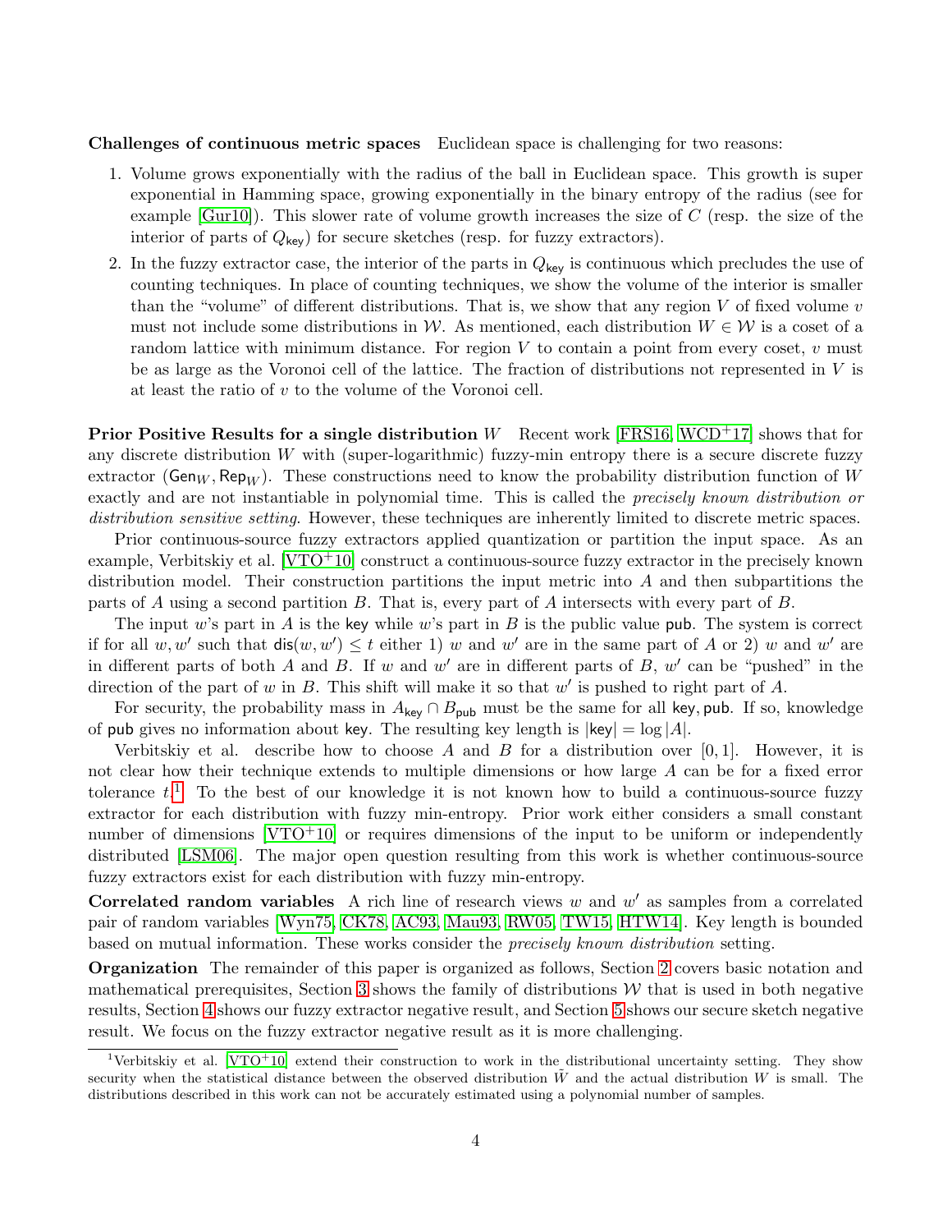**Challenges of continuous metric spaces** Euclidean space is challenging for two reasons:

1. Volume grows exponentially with the radius of the ball in Euclidean space. This growth is super exponential in Hamming space, growing exponentially in the binary entropy of the radius (see for example [Gur10]). This slower rate of volume growth increases the size of $C$ (resp. the size of the interior of parts of $Q_{\mathsf{key}}$) for secure sketches (resp. for fuzzy extractors).
2. In the fuzzy extractor case, the interior of the parts in $Q_{\mathsf{key}}$ is continuous which precludes the use of counting techniques. In place of counting techniques, we show the volume of the interior is smaller than the "volume" of different distributions. That is, we show that any region $V$ of fixed volume $v$ must not include some distributions in $\mathcal{W}$. As mentioned, each distribution $W \in \mathcal{W}$ is a coset of a random lattice with minimum distance. For region $V$ to contain a point from every coset, $v$ must be as large as the Voronoi cell of the lattice. The fraction of distributions not represented in $V$ is at least the ratio of $v$ to the volume of the Voronoi cell.

**Prior Positive Results for a single distribution $W$** Recent work [FRS16, WCD+17] shows that for any discrete distribution $W$ with (super-logarithmic) fuzzy-min entropy there is a secure discrete fuzzy extractor $(\mathsf{Gen}_W, \mathsf{Rep}_W)$. These constructions need to know the probability distribution function of $W$ exactly and are not instantiable in polynomial time. This is called the *precisely known distribution or distribution sensitive setting*. However, these techniques are inherently limited to discrete metric spaces.

Prior continuous-source fuzzy extractors applied quantization or partition the input space. As an example, Verbitskiy et al. [VTO+10] construct a continuous-source fuzzy extractor in the precisely known distribution model. Their construction partitions the input metric into $A$ and then subpartitions the parts of $A$ using a second partition $B$. That is, every part of $A$ intersects with every part of $B$.

The input $w$'s part in $A$ is the $\mathsf{key}$ while $w$'s part in $B$ is the public value $\mathsf{pub}$. The system is correct if for all $w, w'$ such that $\mathsf{dis}(w, w') \leq t$ either 1) $w$ and $w'$ are in the same part of $A$ or 2) $w$ and $w'$ are in different parts of both $A$ and $B$. If $w$ and $w'$ are in different parts of $B$, $w'$ can be "pushed" in the direction of the part of $w$ in $B$. This shift will make it so that $w'$ is pushed to right part of $A$.

For security, the probability mass in $A_{\mathsf{key}} \cap B_{\mathsf{pub}}$ must be the same for all $\mathsf{key}, \mathsf{pub}$. If so, knowledge of $\mathsf{pub}$ gives no information about $\mathsf{key}$. The resulting key length is $|\mathsf{key}| = \log |A|$.

Verbitskiy et al. describe how to choose $A$ and $B$ for a distribution over $[0, 1]$. However, it is not clear how their technique extends to multiple dimensions or how large $A$ can be for a fixed error tolerance $t$.[1] To the best of our knowledge it is not known how to build a continuous-source fuzzy extractor for each distribution with fuzzy min-entropy. Prior work either considers a small constant number of dimensions [VTO+10] or requires dimensions of the input to be uniform or independently distributed [LSM06]. The major open question resulting from this work is whether continuous-source fuzzy extractors exist for each distribution with fuzzy min-entropy.

**Correlated random variables** A rich line of research views $w$ and $w'$ as samples from a correlated pair of random variables [Wyn75, CK78, AC93, Mau93, RW05, TW15, HTW14]. Key length is bounded based on mutual information. These works consider the *precisely known distribution* setting.

**Organization** The remainder of this paper is organized as follows, Section 2 covers basic notation and mathematical prerequisites, Section 3 shows the family of distributions $\mathcal{W}$ that is used in both negative results, Section 4 shows our fuzzy extractor negative result, and Section 5 shows our secure sketch negative result. We focus on the fuzzy extractor negative result as it is more challenging.

[1] Verbitskiy et al. [VTO+10] extend their construction to work in the distributional uncertainty setting. They show security when the statistical distance between the observed distribution $\tilde{W}$ and the actual distribution $W$ is small. The distributions described in this work can not be accurately estimated using a polynomial number of samples.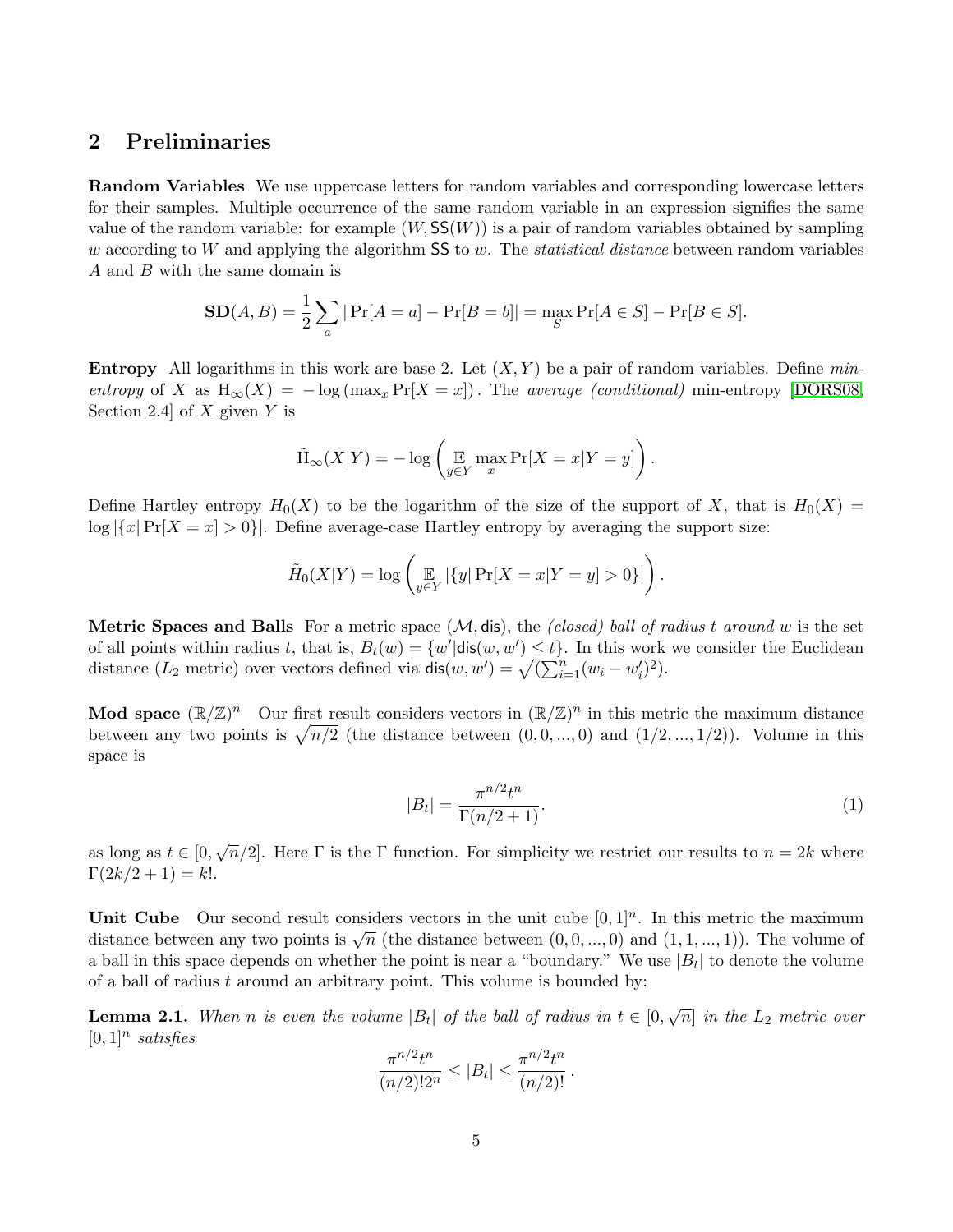## 2 Preliminaries

**Random Variables** We use uppercase letters for random variables and corresponding lowercase letters for their samples. Multiple occurrence of the same random variable in an expression signifies the same value of the random variable: for example $(W, \mathsf{SS}(W))$ is a pair of random variables obtained by sampling $w$ according to $W$ and applying the algorithm $\mathsf{SS}$ to $w$. The *statistical distance* between random variables $A$ and $B$ with the same domain is

$$\mathbf{SD}(A, B) = \frac{1}{2}\sum_a |\Pr[A = a] - \Pr[B = b]| = \max_S \Pr[A \in S] - \Pr[B \in S].$$

**Entropy** All logarithms in this work are base 2. Let $(X, Y)$ be a pair of random variables. Define *min-entropy* of $X$ as $\mathrm{H}_\infty(X) = -\log(\max_x \Pr[X = x])$. The *average (conditional)* min-entropy [DORS08, Section 2.4] of $X$ given $Y$ is

$$\tilde{\mathrm{H}}_\infty(X|Y) = -\log\left(\mathop{\mathbb{E}}_{y\in Y} \max_x \Pr[X = x|Y = y]\right).$$

Define Hartley entropy $H_0(X)$ to be the logarithm of the size of the support of $X$, that is $H_0(X) = \log|\{x|\Pr[X = x] > 0\}|$. Define average-case Hartley entropy by averaging the support size:

$$\tilde{H}_0(X|Y) = \log\left(\mathop{\mathbb{E}}_{y\in Y} |\{y|\Pr[X = x|Y = y] > 0\}|\right).$$

**Metric Spaces and Balls** For a metric space $(\mathcal{M}, \mathsf{dis})$, the *(closed) ball of radius $t$ around $w$* is the set of all points within radius $t$, that is, $B_t(w) = \{w'|\mathsf{dis}(w, w') \le t\}$. In this work we consider the Euclidean distance ($L_2$ metric) over vectors defined via $\mathsf{dis}(w, w') = \sqrt{(\sum_{i=1}^n (w_i - w_i')^2)}$.

**Mod space $(\mathbb{R}/\mathbb{Z})^n$** Our first result considers vectors in $(\mathbb{R}/\mathbb{Z})^n$ in this metric the maximum distance between any two points is $\sqrt{n/2}$ (the distance between $(0, 0, ..., 0)$ and $(1/2, ..., 1/2)$). Volume in this space is

$$|B_t| = \frac{\pi^{n/2} t^n}{\Gamma(n/2 + 1)}. \tag{1}$$

as long as $t \in [0, \sqrt{n}/2]$. Here $\Gamma$ is the $\Gamma$ function. For simplicity we restrict our results to $n = 2k$ where $\Gamma(2k/2 + 1) = k!$.

**Unit Cube** Our second result considers vectors in the unit cube $[0, 1]^n$. In this metric the maximum distance between any two points is $\sqrt{n}$ (the distance between $(0, 0, ..., 0)$ and $(1, 1, ..., 1)$). The volume of a ball in this space depends on whether the point is near a "boundary." We use $|B_t|$ to denote the volume of a ball of radius $t$ around an arbitrary point. This volume is bounded by:

**Lemma 2.1.** *When $n$ is even the volume $|B_t|$ of the ball of radius in $t \in [0, \sqrt{n}]$ in the $L_2$ metric over $[0, 1]^n$ satisfies*

$$\frac{\pi^{n/2} t^n}{(n/2)! 2^n} \le |B_t| \le \frac{\pi^{n/2} t^n}{(n/2)!}.$$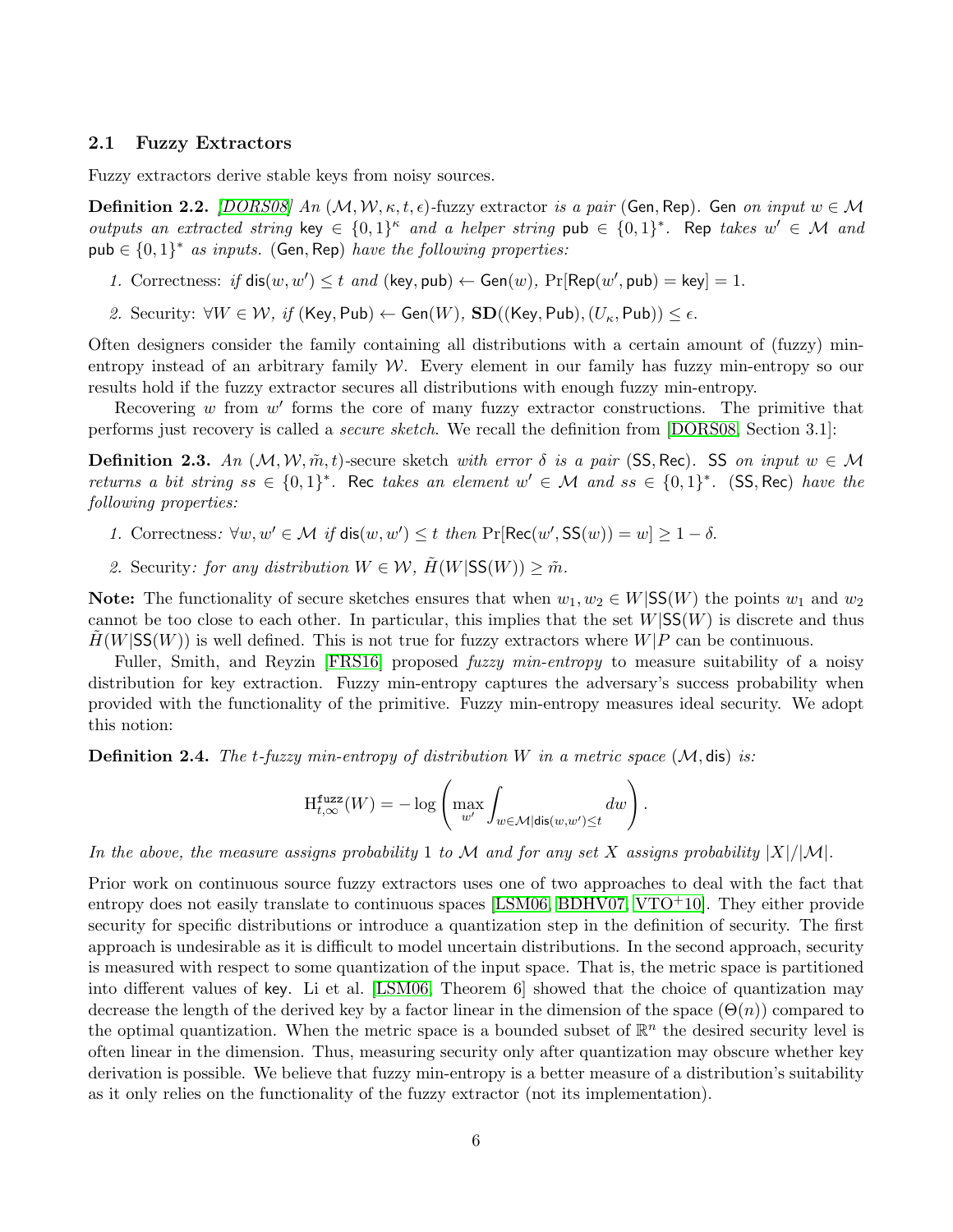### 2.1 Fuzzy Extractors

Fuzzy extractors derive stable keys from noisy sources.

**Definition 2.2.** *[DORS08] An $(\mathcal{M}, \mathcal{W}, \kappa, t, \epsilon)$-fuzzy extractor is a pair* $(\mathsf{Gen}, \mathsf{Rep})$*.* $\mathsf{Gen}$ *on input $w \in \mathcal{M}$ outputs an extracted string* $\mathsf{key} \in \{0,1\}^\kappa$ *and a helper string* $\mathsf{pub} \in \{0,1\}^*$*.* $\mathsf{Rep}$ *takes $w' \in \mathcal{M}$ and* $\mathsf{pub} \in \{0,1\}^*$ *as inputs.* $(\mathsf{Gen}, \mathsf{Rep})$ *have the following properties:*

1. Correctness: *if* $\mathsf{dis}(w, w') \leq t$ *and* $(\mathsf{key}, \mathsf{pub}) \leftarrow \mathsf{Gen}(w)$*,* $\Pr[\mathsf{Rep}(w', \mathsf{pub}) = \mathsf{key}] = 1$*.*
2. Security: $\forall W \in \mathcal{W}$*, if* $(\mathsf{Key}, \mathsf{Pub}) \leftarrow \mathsf{Gen}(W)$*,* $\mathbf{SD}((\mathsf{Key}, \mathsf{Pub}), (U_\kappa, \mathsf{Pub})) \leq \epsilon$*.*

Often designers consider the family containing all distributions with a certain amount of (fuzzy) min-entropy instead of an arbitrary family $\mathcal{W}$. Every element in our family has fuzzy min-entropy so our results hold if the fuzzy extractor secures all distributions with enough fuzzy min-entropy.

Recovering $w$ from $w'$ forms the core of many fuzzy extractor constructions. The primitive that performs just recovery is called a *secure sketch*. We recall the definition from [DORS08, Section 3.1]:

**Definition 2.3.** *An $(\mathcal{M}, \mathcal{W}, \tilde{m}, t)$-secure sketch with error $\delta$ is a pair* $(\mathsf{SS}, \mathsf{Rec})$*.* $\mathsf{SS}$ *on input $w \in \mathcal{M}$ returns a bit string $ss \in \{0,1\}^*$.* $\mathsf{Rec}$ *takes an element $w' \in \mathcal{M}$ and $ss \in \{0,1\}^*$.* $(\mathsf{SS}, \mathsf{Rec})$ *have the following properties:*

1. Correctness*: $\forall w, w' \in \mathcal{M}$ if* $\mathsf{dis}(w, w') \leq t$ *then* $\Pr[\mathsf{Rec}(w', \mathsf{SS}(w)) = w] \geq 1 - \delta$*.*
2. Security*: for any distribution $W \in \mathcal{W}$,* $\tilde{H}(W | \mathsf{SS}(W)) \geq \tilde{m}$*.*

**Note:** The functionality of secure sketches ensures that when $w_1, w_2 \in W | \mathsf{SS}(W)$ the points $w_1$ and $w_2$ cannot be too close to each other. In particular, this implies that the set $W|\mathsf{SS}(W)$ is discrete and thus $\tilde{H}(W|\mathsf{SS}(W))$ is well defined. This is not true for fuzzy extractors where $W|P$ can be continuous.

Fuller, Smith, and Reyzin [FRS16] proposed *fuzzy min-entropy* to measure suitability of a noisy distribution for key extraction. Fuzzy min-entropy captures the adversary's success probability when provided with the functionality of the primitive. Fuzzy min-entropy measures ideal security. We adopt this notion:

**Definition 2.4.** *The $t$-fuzzy min-entropy of distribution $W$ in a metric space* $(\mathcal{M}, \mathsf{dis})$ *is:*

$$\mathrm{H}^{\mathbf{fuzz}}_{t,\infty}(W) = -\log\left(\max_{w'} \int_{w \in \mathcal{M} | \mathsf{dis}(w, w') \leq t} dw\right).$$

*In the above, the measure assigns probability 1 to $\mathcal{M}$ and for any set $X$ assigns probability $|X|/|\mathcal{M}|$.*

Prior work on continuous source fuzzy extractors uses one of two approaches to deal with the fact that entropy does not easily translate to continuous spaces [LSM06, BDHV07, VTO+10]. They either provide security for specific distributions or introduce a quantization step in the definition of security. The first approach is undesirable as it is difficult to model uncertain distributions. In the second approach, security is measured with respect to some quantization of the input space. That is, the metric space is partitioned into different values of $\mathsf{key}$. Li et al. [LSM06, Theorem 6] showed that the choice of quantization may decrease the length of the derived key by a factor linear in the dimension of the space ($\Theta(n)$) compared to the optimal quantization. When the metric space is a bounded subset of $\mathbb{R}^n$ the desired security level is often linear in the dimension. Thus, measuring security only after quantization may obscure whether key derivation is possible. We believe that fuzzy min-entropy is a better measure of a distribution's suitability as it only relies on the functionality of the fuzzy extractor (not its implementation).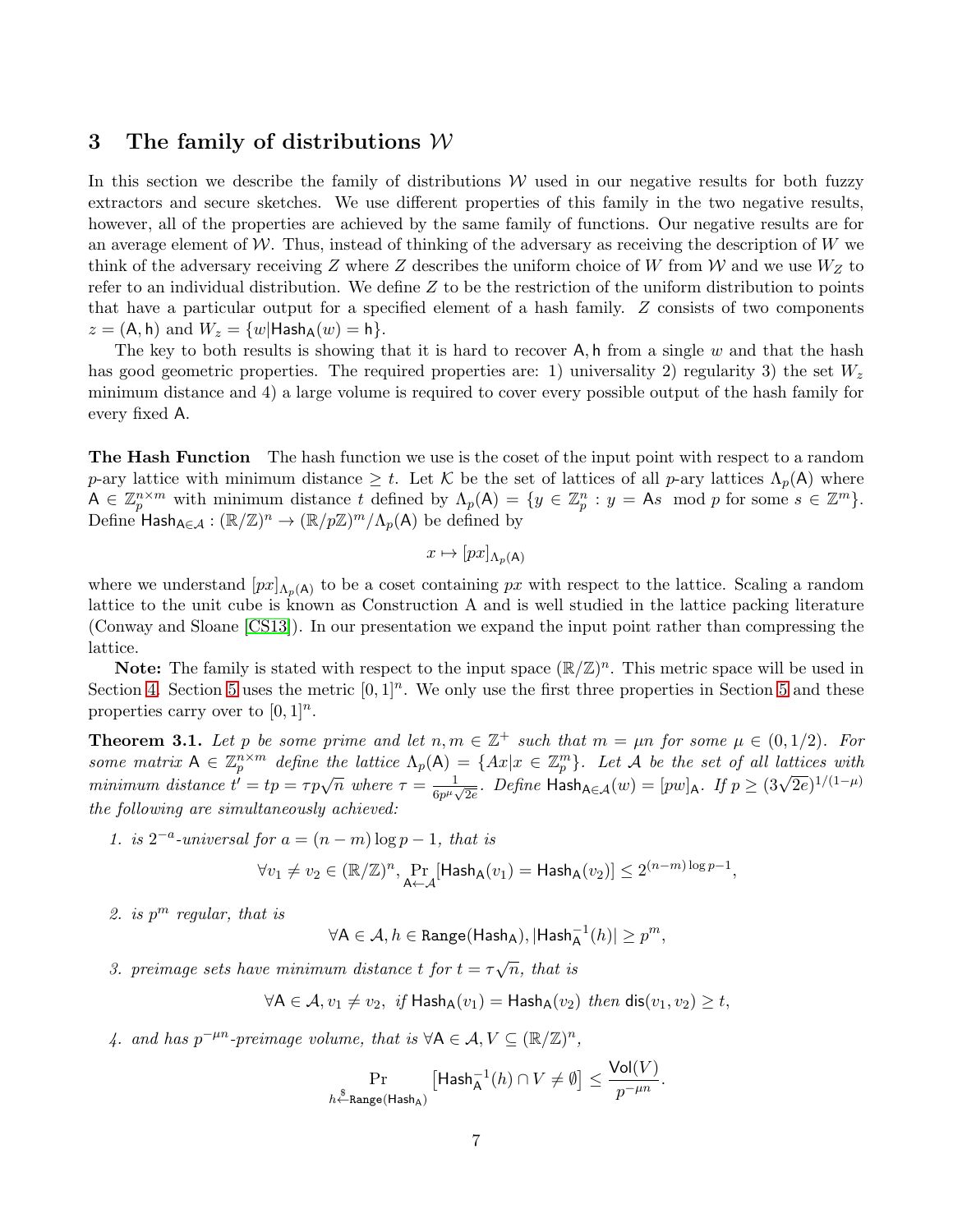## 3 The family of distributions $\mathcal{W}$

In this section we describe the family of distributions $\mathcal{W}$ used in our negative results for both fuzzy extractors and secure sketches. We use different properties of this family in the two negative results, however, all of the properties are achieved by the same family of functions. Our negative results are for an average element of $\mathcal{W}$. Thus, instead of thinking of the adversary as receiving the description of $W$ we think of the adversary receiving $Z$ where $Z$ describes the uniform choice of $W$ from $\mathcal{W}$ and we use $W_Z$ to refer to an individual distribution. We define $Z$ to be the restriction of the uniform distribution to points that have a particular output for a specified element of a hash family. $Z$ consists of two components $z = (\mathsf{A}, \mathsf{h})$ and $W_z = \{w | \mathsf{Hash}_\mathsf{A}(w) = \mathsf{h}\}$.

The key to both results is showing that it is hard to recover $\mathsf{A}, \mathsf{h}$ from a single $w$ and that the hash has good geometric properties. The required properties are: 1) universality 2) regularity 3) the set $W_z$ minimum distance and 4) a large volume is required to cover every possible output of the hash family for every fixed $\mathsf{A}$.

**The Hash Function** The hash function we use is the coset of the input point with respect to a random $p$-ary lattice with minimum distance $\geq t$. Let $\mathcal{K}$ be the set of lattices of all $p$-ary lattices $\Lambda_p(\mathsf{A})$ where $\mathsf{A} \in \mathbb{Z}_p^{n \times m}$ with minimum distance $t$ defined by $\Lambda_p(\mathsf{A}) = \{y \in \mathbb{Z}_p^n : y = \mathsf{A}s \mod p \text{ for some } s \in \mathbb{Z}^m\}$. Define $\mathsf{Hash}_{\mathsf{A} \in \mathcal{A}} : (\mathbb{R}/\mathbb{Z})^n \to (\mathbb{R}/p\mathbb{Z})^m / \Lambda_p(\mathsf{A})$ be defined by

$$x \mapsto [px]_{\Lambda_p(\mathsf{A})}$$

where we understand $[px]_{\Lambda_p(\mathsf{A})}$ to be a coset containing $px$ with respect to the lattice. Scaling a random lattice to the unit cube is known as Construction A and is well studied in the lattice packing literature (Conway and Sloane [CS13]). In our presentation we expand the input point rather than compressing the lattice.

**Note:** The family is stated with respect to the input space $(\mathbb{R}/\mathbb{Z})^n$. This metric space will be used in Section 4. Section 5 uses the metric $[0, 1]^n$. We only use the first three properties in Section 5 and these properties carry over to $[0, 1]^n$.

**Theorem 3.1.** *Let $p$ be some prime and let $n, m \in \mathbb{Z}^+$ such that $m = \mu n$ for some $\mu \in (0, 1/2)$. For some matrix $\mathsf{A} \in \mathbb{Z}_p^{n \times m}$ define the lattice $\Lambda_p(\mathsf{A}) = \{Ax | x \in \mathbb{Z}_p^m\}$. Let $\mathcal{A}$ be the set of all lattices with minimum distance $t' = tp = \tau p \sqrt{n}$ where $\tau = \frac{1}{6p^\mu \sqrt{2e}}$. Define $\mathsf{Hash}_{\mathsf{A} \in \mathcal{A}}(w) = [pw]_\mathsf{A}$. If $p \geq (3\sqrt{2e})^{1/(1-\mu)}$ the following are simultaneously achieved:*

1. *is $2^{-a}$-universal for $a = (n - m) \log p - 1$, that is*
$$\forall v_1 \neq v_2 \in (\mathbb{R}/\mathbb{Z})^n, \Pr_{\mathsf{A} \leftarrow \mathcal{A}}[\mathsf{Hash}_\mathsf{A}(v_1) = \mathsf{Hash}_\mathsf{A}(v_2)] \leq 2^{(n-m)\log p - 1},$$
2. *is $p^m$ regular, that is*
$$\forall \mathsf{A} \in \mathcal{A}, h \in \mathtt{Range}(\mathsf{Hash}_\mathsf{A}), |\mathsf{Hash}_\mathsf{A}^{-1}(h)| \geq p^m,$$
3. *preimage sets have minimum distance $t$ for $t = \tau\sqrt{n}$, that is*
$$\forall \mathsf{A} \in \mathcal{A}, v_1 \neq v_2, \text{ if } \mathsf{Hash}_\mathsf{A}(v_1) = \mathsf{Hash}_\mathsf{A}(v_2) \text{ then } \mathsf{dis}(v_1, v_2) \geq t,$$
4. *and has $p^{-\mu n}$-preimage volume, that is $\forall \mathsf{A} \in \mathcal{A}, V \subseteq (\mathbb{R}/\mathbb{Z})^n$,*
$$\Pr_{h \xleftarrow{\$} \mathtt{Range}(\mathsf{Hash}_\mathsf{A})} \left[\mathsf{Hash}_\mathsf{A}^{-1}(h) \cap V \neq \emptyset\right] \leq \frac{\mathsf{Vol}(V)}{p^{-\mu n}}.$$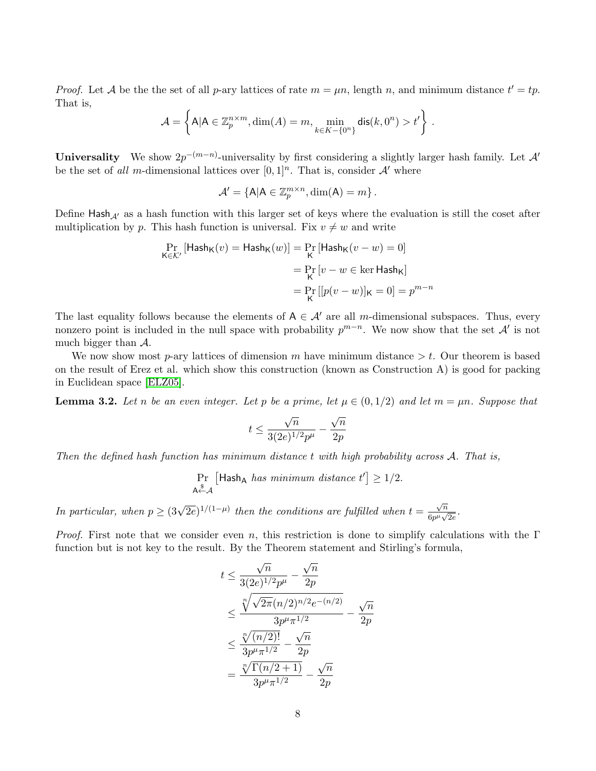*Proof.* Let $\mathcal{A}$ be the the set of all $p$-ary lattices of rate $m = \mu n$, length $n$, and minimum distance $t' = tp$. That is,

$$\mathcal{A} = \left\{ \mathsf{A} | \mathsf{A} \in \mathbb{Z}_p^{n \times m}, \dim(A) = m, \min_{k \in K - \{0^n\}} \mathsf{dis}(k, 0^n) > t' \right\}.$$

**Universality** We show $2p^{-(m-n)}$-universality by first considering a slightly larger hash family. Let $\mathcal{A}'$ be the set of *all* $m$-dimensional lattices over $[0,1]^n$. That is, consider $\mathcal{A}'$ where

$$\mathcal{A}' = \{\mathsf{A} | \mathsf{A} \in \mathbb{Z}_p^{m \times n}, \dim(\mathsf{A}) = m\}.$$

Define $\mathsf{Hash}_{\mathcal{A}'}$ as a hash function with this larger set of keys where the evaluation is still the coset after multiplication by $p$. This hash function is universal. Fix $v \neq w$ and write

$$\begin{aligned}
\Pr_{\mathsf{K} \in \mathcal{K}'}[\mathsf{Hash}_\mathsf{K}(v) = \mathsf{Hash}_\mathsf{K}(w)] &= \Pr_\mathsf{K}[\mathsf{Hash}_\mathsf{K}(v - w) = 0] \\
&= \Pr_\mathsf{K}[v - w \in \ker \mathsf{Hash}_\mathsf{K}] \\
&= \Pr_\mathsf{K}[[p(v - w)]_\mathsf{K} = 0] = p^{m-n}
\end{aligned}$$

The last equality follows because the elements of $\mathsf{A} \in \mathcal{A}'$ are all $m$-dimensional subspaces. Thus, every nonzero point is included in the null space with probability $p^{m-n}$. We now show that the set $\mathcal{A}'$ is not much bigger than $\mathcal{A}$.

We now show most $p$-ary lattices of dimension $m$ have minimum distance $> t$. Our theorem is based on the result of Erez et al. which show this construction (known as Construction A) is good for packing in Euclidean space [ELZ05].

**Lemma 3.2.** *Let $n$ be an even integer. Let $p$ be a prime, let $\mu \in (0, 1/2)$ and let $m = \mu n$. Suppose that*

$$t \leq \frac{\sqrt{n}}{3(2e)^{1/2} p^\mu} - \frac{\sqrt{n}}{2p}$$

*Then the defined hash function has minimum distance $t$ with high probability across $\mathcal{A}$. That is,*

$$\Pr_{\mathsf{A} \xleftarrow{\$} \mathcal{A}}\left[\mathsf{Hash}_\mathsf{A} \text{ has minimum distance } t'\right] \geq 1/2.$$

*In particular, when $p \geq (3\sqrt{2e})^{1/(1-\mu)}$ then the conditions are fulfilled when $t = \frac{\sqrt{n}}{6p^\mu \sqrt{2e}}$.*

*Proof.* First note that we consider even $n$, this restriction is done to simplify calculations with the $\Gamma$ function but is not key to the result. By the Theorem statement and Stirling's formula,

$$\begin{aligned}
t &\leq \frac{\sqrt{n}}{3(2e)^{1/2} p^\mu} - \frac{\sqrt{n}}{2p} \\
&\leq \frac{\sqrt[n]{\sqrt{2\pi}(n/2)^{n/2} e^{-(n/2)}}}{3p^\mu \pi^{1/2}} - \frac{\sqrt{n}}{2p} \\
&\leq \frac{\sqrt[n]{(n/2)!}}{3p^\mu \pi^{1/2}} - \frac{\sqrt{n}}{2p} \\
&= \frac{\sqrt[n]{\Gamma(n/2+1)}}{3p^\mu \pi^{1/2}} - \frac{\sqrt{n}}{2p}
\end{aligned}$$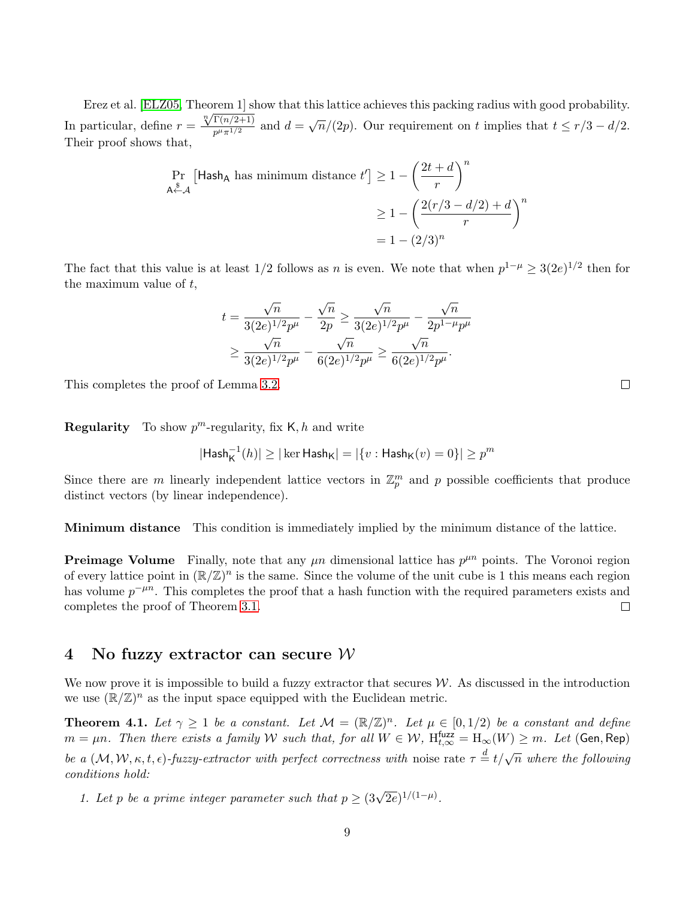Erez et al. [ELZ05, Theorem 1] show that this lattice achieves this packing radius with good probability. In particular, define $r = \frac{\sqrt[n]{\Gamma(n/2+1)}}{p^{\mu}\pi^{1/2}}$ and $d = \sqrt{n}/(2p)$. Our requirement on $t$ implies that $t \leq r/3 - d/2$. Their proof shows that,

$$
\begin{aligned}
\Pr_{\mathsf{A} \xleftarrow{\$} \mathcal{A}} \left[\mathsf{Hash}_{\mathsf{A}} \text{ has minimum distance } t'\right] &\geq 1 - \left(\frac{2t+d}{r}\right)^n \\
&\geq 1 - \left(\frac{2(r/3 - d/2) + d}{r}\right)^n \\
&= 1 - (2/3)^n
\end{aligned}
$$

The fact that this value is at least $1/2$ follows as $n$ is even. We note that when $p^{1-\mu} \geq 3(2e)^{1/2}$ then for the maximum value of $t$,

$$
\begin{aligned}
t = \frac{\sqrt{n}}{3(2e)^{1/2}p^{\mu}} - \frac{\sqrt{n}}{2p} &\geq \frac{\sqrt{n}}{3(2e)^{1/2}p^{\mu}} - \frac{\sqrt{n}}{2p^{1-\mu}p^{\mu}} \\
&\geq \frac{\sqrt{n}}{3(2e)^{1/2}p^{\mu}} - \frac{\sqrt{n}}{6(2e)^{1/2}p^{\mu}} \geq \frac{\sqrt{n}}{6(2e)^{1/2}p^{\mu}}.
\end{aligned}
$$

This completes the proof of Lemma 3.2. □

**Regularity** To show $p^m$-regularity, fix $\mathsf{K}, h$ and write

$$
|\mathsf{Hash}_{\mathsf{K}}^{-1}(h)| \geq |\ker \mathsf{Hash}_{\mathsf{K}}| = |\{v : \mathsf{Hash}_{\mathsf{K}}(v) = 0\}| \geq p^m
$$

Since there are $m$ linearly independent lattice vectors in $\mathbb{Z}_p^m$ and $p$ possible coefficients that produce distinct vectors (by linear independence).

**Minimum distance** This condition is immediately implied by the minimum distance of the lattice.

**Preimage Volume** Finally, note that any $\mu n$ dimensional lattice has $p^{\mu n}$ points. The Voronoi region of every lattice point in $(\mathbb{R}/\mathbb{Z})^n$ is the same. Since the volume of the unit cube is 1 this means each region has volume $p^{-\mu n}$. This completes the proof that a hash function with the required parameters exists and completes the proof of Theorem 3.1. □

# 4 No fuzzy extractor can secure $\mathcal{W}$

We now prove it is impossible to build a fuzzy extractor that secures $\mathcal{W}$. As discussed in the introduction we use $(\mathbb{R}/\mathbb{Z})^n$ as the input space equipped with the Euclidean metric.

**Theorem 4.1.** *Let $\gamma \geq 1$ be a constant. Let $\mathcal{M} = (\mathbb{R}/\mathbb{Z})^n$. Let $\mu \in [0, 1/2)$ be a constant and define $m = \mu n$. Then there exists a family $\mathcal{W}$ such that, for all $W \in \mathcal{W}$, $\mathrm{H}^{\mathsf{fuzz}}_{t,\infty} = \mathrm{H}_{\infty}(W) \geq m$. Let $(\mathsf{Gen}, \mathsf{Rep})$ be a $(\mathcal{M}, \mathcal{W}, \kappa, t, \epsilon)$-fuzzy-extractor with perfect correctness with* noise rate $\tau \overset{d}{=} t/\sqrt{n}$ *where the following conditions hold:*

1. *Let $p$ be a prime integer parameter such that $p \geq (3\sqrt{2e})^{1/(1-\mu)}$.*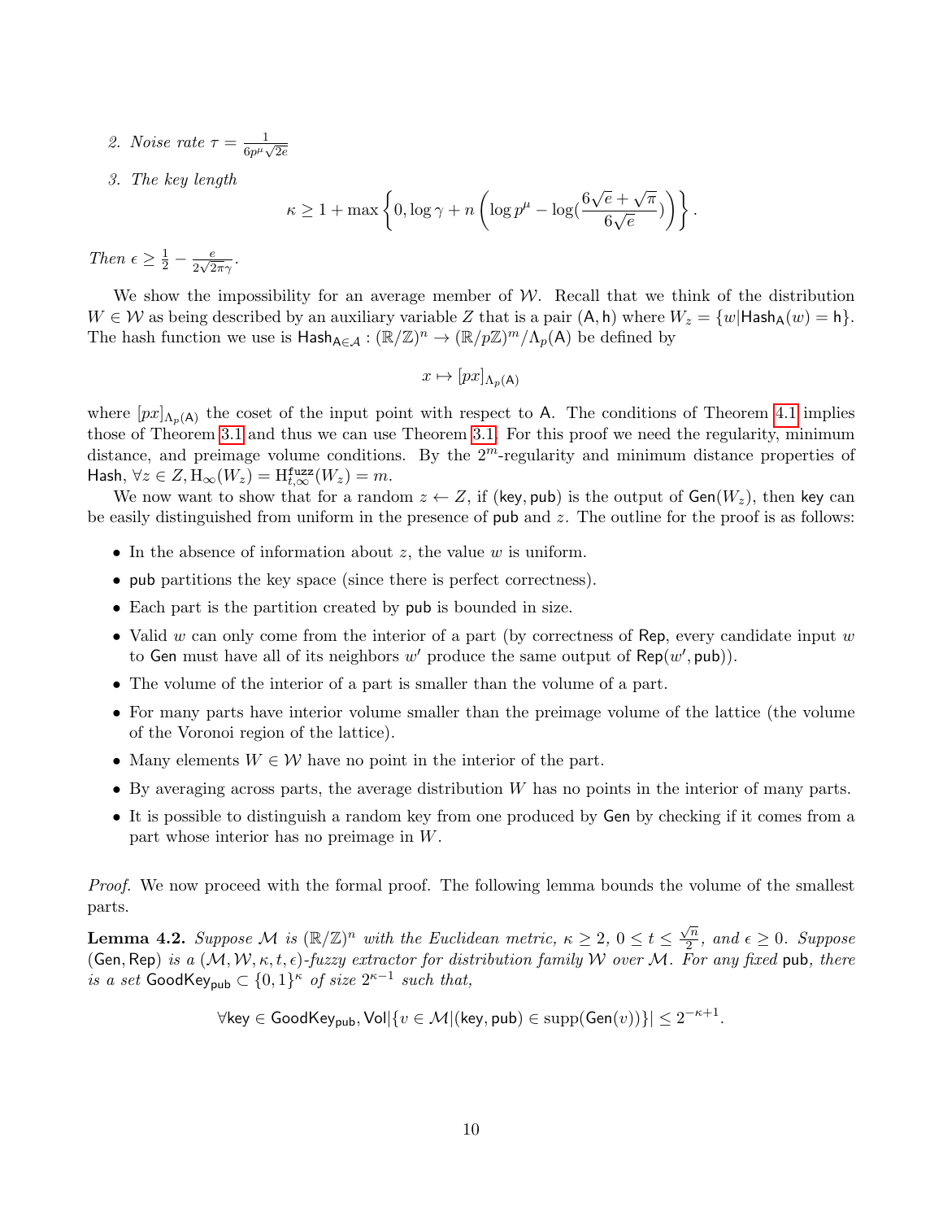2. *Noise rate* $\tau = \frac{1}{6p^{\mu}\sqrt{2e}}$

3. *The key length*

$$\kappa \geq 1 + \max\left\{0, \log\gamma + n\left(\log p^{\mu} - \log(\frac{6\sqrt{e}+\sqrt{\pi}}{6\sqrt{e}})\right)\right\}.$$

*Then* $\epsilon \geq \frac{1}{2} - \frac{e}{2\sqrt{2\pi}\gamma}$.

We show the impossibility for an average member of $\mathcal{W}$. Recall that we think of the distribution $W \in \mathcal{W}$ as being described by an auxiliary variable $Z$ that is a pair $(\mathsf{A}, \mathsf{h})$ where $W_z = \{w | \mathsf{Hash}_{\mathsf{A}}(w) = \mathsf{h}\}$. The hash function we use is $\mathsf{Hash}_{\mathsf{A} \in \mathcal{A}} : (\mathbb{R}/\mathbb{Z})^n \to (\mathbb{R}/p\mathbb{Z})^m/\Lambda_p(\mathsf{A})$ be defined by

$$x \mapsto [px]_{\Lambda_p(\mathsf{A})}$$

where $[px]_{\Lambda_p(\mathsf{A})}$ the coset of the input point with respect to $\mathsf{A}$. The conditions of Theorem 4.1 implies those of Theorem 3.1 and thus we can use Theorem 3.1. For this proof we need the regularity, minimum distance, and preimage volume conditions. By the $2^m$-regularity and minimum distance properties of $\mathsf{Hash}$, $\forall z \in Z, \mathrm{H}_\infty(W_z) = \mathrm{H}^{\mathtt{fuzz}}_{t,\infty}(W_z) = m$.

We now want to show that for a random $z \leftarrow Z$, if $(\mathsf{key}, \mathsf{pub})$ is the output of $\mathsf{Gen}(W_z)$, then $\mathsf{key}$ can be easily distinguished from uniform in the presence of $\mathsf{pub}$ and $z$. The outline for the proof is as follows:

- In the absence of information about $z$, the value $w$ is uniform.
- $\mathsf{pub}$ partitions the key space (since there is perfect correctness).
- Each part is the partition created by $\mathsf{pub}$ is bounded in size.
- Valid $w$ can only come from the interior of a part (by correctness of $\mathsf{Rep}$, every candidate input $w$ to $\mathsf{Gen}$ must have all of its neighbors $w'$ produce the same output of $\mathsf{Rep}(w', \mathsf{pub})$).
- The volume of the interior of a part is smaller than the volume of a part.
- For many parts have interior volume smaller than the preimage volume of the lattice (the volume of the Voronoi region of the lattice).
- Many elements $W \in \mathcal{W}$ have no point in the interior of the part.
- By averaging across parts, the average distribution $W$ has no points in the interior of many parts.
- It is possible to distinguish a random key from one produced by $\mathsf{Gen}$ by checking if it comes from a part whose interior has no preimage in $W$.

*Proof.* We now proceed with the formal proof. The following lemma bounds the volume of the smallest parts.

**Lemma 4.2.** *Suppose $\mathcal{M}$ is $(\mathbb{R}/\mathbb{Z})^n$ with the Euclidean metric, $\kappa \geq 2$, $0 \leq t \leq \frac{\sqrt{n}}{2}$, and $\epsilon \geq 0$. Suppose $(\mathsf{Gen}, \mathsf{Rep})$ is a $(\mathcal{M}, \mathcal{W}, \kappa, t, \epsilon)$-fuzzy extractor for distribution family $\mathcal{W}$ over $\mathcal{M}$. For any fixed $\mathsf{pub}$, there is a set $\mathsf{GoodKey}_{\mathsf{pub}} \subset \{0,1\}^\kappa$ of size $2^{\kappa-1}$ such that,*

$$\forall \mathsf{key} \in \mathsf{GoodKey}_{\mathsf{pub}}, \mathsf{Vol}|\{v \in \mathcal{M} | (\mathsf{key}, \mathsf{pub}) \in \mathrm{supp}(\mathsf{Gen}(v))\}| \leq 2^{-\kappa+1}.$$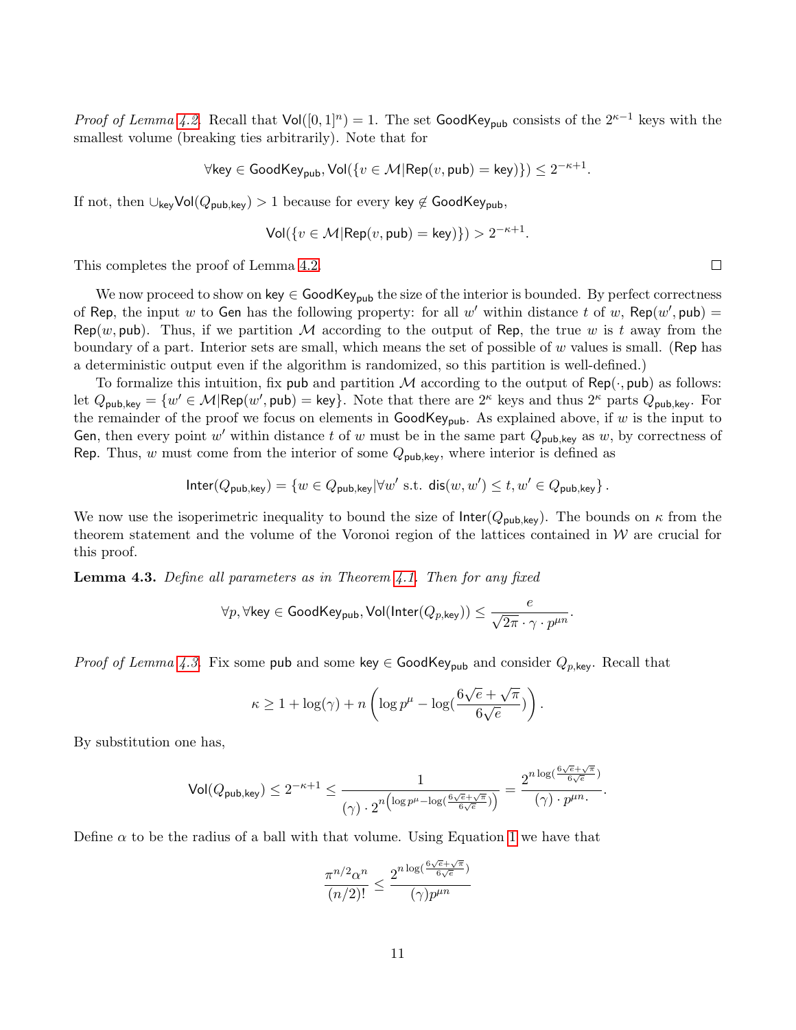*Proof of Lemma 4.2.* Recall that $\mathsf{Vol}([0,1]^n) = 1$. The set $\mathsf{GoodKey}_{\mathsf{pub}}$ consists of the $2^{\kappa-1}$ keys with the smallest volume (breaking ties arbitrarily). Note that for

$$\forall \mathsf{key} \in \mathsf{GoodKey}_{\mathsf{pub}}, \mathsf{Vol}(\{v \in \mathcal{M} | \mathsf{Rep}(v, \mathsf{pub}) = \mathsf{key})\}) \leq 2^{-\kappa+1}.$$

If not, then $\cup_{\mathsf{key}} \mathsf{Vol}(Q_{\mathsf{pub},\mathsf{key}}) > 1$ because for every $\mathsf{key} \notin \mathsf{GoodKey}_{\mathsf{pub}}$,

$$\mathsf{Vol}(\{v \in \mathcal{M} | \mathsf{Rep}(v, \mathsf{pub}) = \mathsf{key})\}) > 2^{-\kappa+1}.$$

This completes the proof of Lemma 4.2. □

We now proceed to show on $\mathsf{key} \in \mathsf{GoodKey}_{\mathsf{pub}}$ the size of the interior is bounded. By perfect correctness of $\mathsf{Rep}$, the input $w$ to $\mathsf{Gen}$ has the following property: for all $w'$ within distance $t$ of $w$, $\mathsf{Rep}(w', \mathsf{pub}) = \mathsf{Rep}(w, \mathsf{pub})$. Thus, if we partition $\mathcal{M}$ according to the output of $\mathsf{Rep}$, the true $w$ is $t$ away from the boundary of a part. Interior sets are small, which means the set of possible of $w$ values is small. ($\mathsf{Rep}$ has a deterministic output even if the algorithm is randomized, so this partition is well-defined.)

To formalize this intuition, fix $\mathsf{pub}$ and partition $\mathcal{M}$ according to the output of $\mathsf{Rep}(\cdot, \mathsf{pub})$ as follows: let $Q_{\mathsf{pub},\mathsf{key}} = \{w' \in \mathcal{M} | \mathsf{Rep}(w', \mathsf{pub}) = \mathsf{key}\}$. Note that there are $2^\kappa$ keys and thus $2^\kappa$ parts $Q_{\mathsf{pub},\mathsf{key}}$. For the remainder of the proof we focus on elements in $\mathsf{GoodKey}_{\mathsf{pub}}$. As explained above, if $w$ is the input to $\mathsf{Gen}$, then every point $w'$ within distance $t$ of $w$ must be in the same part $Q_{\mathsf{pub},\mathsf{key}}$ as $w$, by correctness of $\mathsf{Rep}$. Thus, $w$ must come from the interior of some $Q_{\mathsf{pub},\mathsf{key}}$, where interior is defined as

$$\mathsf{Inter}(Q_{\mathsf{pub},\mathsf{key}}) = \{w \in Q_{\mathsf{pub},\mathsf{key}} | \forall w' \text{ s.t. } \mathsf{dis}(w, w') \leq t, w' \in Q_{\mathsf{pub},\mathsf{key}}\}.$$

We now use the isoperimetric inequality to bound the size of $\mathsf{Inter}(Q_{\mathsf{pub},\mathsf{key}})$. The bounds on $\kappa$ from the theorem statement and the volume of the Voronoi region of the lattices contained in $\mathcal{W}$ are crucial for this proof.

**Lemma 4.3.** *Define all parameters as in Theorem 4.1. Then for any fixed*

$$\forall p, \forall \mathsf{key} \in \mathsf{GoodKey}_{\mathsf{pub}}, \mathsf{Vol}(\mathsf{Inter}(Q_{p,\mathsf{key}})) \leq \frac{e}{\sqrt{2\pi} \cdot \gamma \cdot p^{\mu n}}.$$

*Proof of Lemma 4.3.* Fix some $\mathsf{pub}$ and some $\mathsf{key} \in \mathsf{GoodKey}_{\mathsf{pub}}$ and consider $Q_{p,\mathsf{key}}$. Recall that

$$\kappa \geq 1 + \log(\gamma) + n\left(\log p^\mu - \log(\frac{6\sqrt{e} + \sqrt{\pi}}{6\sqrt{e}})\right).$$

By substitution one has,

$$\mathsf{Vol}(Q_{\mathsf{pub},\mathsf{key}}) \leq 2^{-\kappa+1} \leq \frac{1}{(\gamma) \cdot 2^{n\left(\log p^\mu - \log(\frac{6\sqrt{e}+\sqrt{\pi}}{6\sqrt{e}})\right)}} = \frac{2^{n\log(\frac{6\sqrt{e}+\sqrt{\pi}}{6\sqrt{e}})}}{(\gamma) \cdot p^{\mu n}}.$$

Define $\alpha$ to be the radius of a ball with that volume. Using Equation 1 we have that

$$\frac{\pi^{n/2}\alpha^n}{(n/2)!} \leq \frac{2^{n\log(\frac{6\sqrt{e}+\sqrt{\pi}}{6\sqrt{e}})}}{(\gamma)p^{\mu n}}$$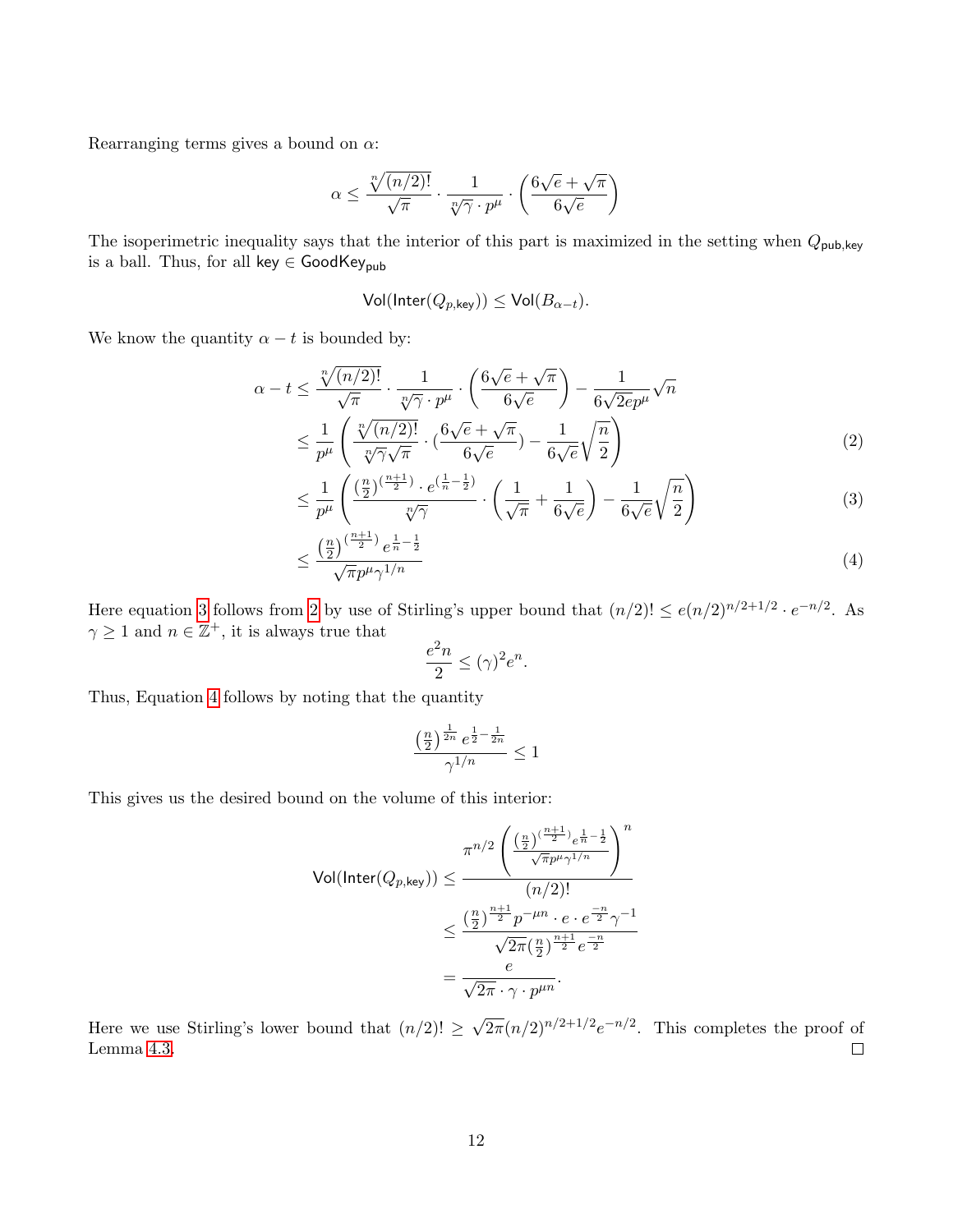Rearranging terms gives a bound on $\alpha$:

$$\alpha \leq \frac{\sqrt[n]{(n/2)!}}{\sqrt{\pi}} \cdot \frac{1}{\sqrt[n]{\gamma} \cdot p^{\mu}} \cdot \left(\frac{6\sqrt{e}+\sqrt{\pi}}{6\sqrt{e}}\right)$$

The isoperimetric inequality says that the interior of this part is maximized in the setting when $Q_{\mathsf{pub},\mathsf{key}}$ is a ball. Thus, for all $\mathsf{key} \in \mathsf{GoodKey}_{\mathsf{pub}}$

$$\mathsf{Vol}(\mathsf{Inter}(Q_{p,\mathsf{key}})) \leq \mathsf{Vol}(B_{\alpha - t}).$$

We know the quantity $\alpha - t$ is bounded by:

$$\begin{aligned}
\alpha - t &\leq \frac{\sqrt[n]{(n/2)!}}{\sqrt{\pi}} \cdot \frac{1}{\sqrt[n]{\gamma} \cdot p^{\mu}} \cdot \left(\frac{6\sqrt{e}+\sqrt{\pi}}{6\sqrt{e}}\right) - \frac{1}{6\sqrt{2e}p^{\mu}}\sqrt{n} \\
&\leq \frac{1}{p^{\mu}}\left(\frac{\sqrt[n]{(n/2)!}}{\sqrt[n]{\gamma}\sqrt{\pi}} \cdot (\frac{6\sqrt{e}+\sqrt{\pi}}{6\sqrt{e}}) - \frac{1}{6\sqrt{e}}\sqrt{\frac{n}{2}}\right) &(2)\\
&\leq \frac{1}{p^{\mu}}\left(\frac{\left(\frac{n}{2}\right)^{\left(\frac{n+1}{2}\right)} \cdot e^{\left(\frac{1}{n}-\frac{1}{2}\right)}}{\sqrt[n]{\gamma}} \cdot \left(\frac{1}{\sqrt{\pi}} + \frac{1}{6\sqrt{e}}\right) - \frac{1}{6\sqrt{e}}\sqrt{\frac{n}{2}}\right) &(3)\\
&\leq \frac{\left(\frac{n}{2}\right)^{\left(\frac{n+1}{2}\right)} e^{\frac{1}{n}-\frac{1}{2}}}{\sqrt{\pi}p^{\mu}\gamma^{1/n}} &(4)
\end{aligned}$$

Here equation 3 follows from 2 by use of Stirling's upper bound that $(n/2)! \leq e(n/2)^{n/2+1/2} \cdot e^{-n/2}$. As $\gamma \geq 1$ and $n \in \mathbb{Z}^{+}$, it is always true that

$$\frac{e^2 n}{2} \leq (\gamma)^2 e^n.$$

Thus, Equation 4 follows by noting that the quantity

$$\frac{\left(\frac{n}{2}\right)^{\frac{1}{2n}} e^{\frac{1}{2}-\frac{1}{2n}}}{\gamma^{1/n}} \leq 1$$

This gives us the desired bound on the volume of this interior:

$$\begin{aligned}
\mathsf{Vol}(\mathsf{Inter}(Q_{p,\mathsf{key}})) &\leq \frac{\pi^{n/2}\left(\frac{\left(\frac{n}{2}\right)^{\left(\frac{n+1}{2}\right)} e^{\frac{1}{n}-\frac{1}{2}}}{\sqrt{\pi}p^{\mu}\gamma^{1/n}}\right)^n}{(n/2)!} \\
&\leq \frac{\left(\frac{n}{2}\right)^{\frac{n+1}{2}} p^{-\mu n} \cdot e \cdot e^{\frac{-n}{2}}\gamma^{-1}}{\sqrt{2\pi}\left(\frac{n}{2}\right)^{\frac{n+1}{2}} e^{\frac{-n}{2}}} \\
&= \frac{e}{\sqrt{2\pi} \cdot \gamma \cdot p^{\mu n}}.
\end{aligned}$$

Here we use Stirling's lower bound that $(n/2)! \geq \sqrt{2\pi}(n/2)^{n/2+1/2}e^{-n/2}$. This completes the proof of Lemma 4.3. $\square$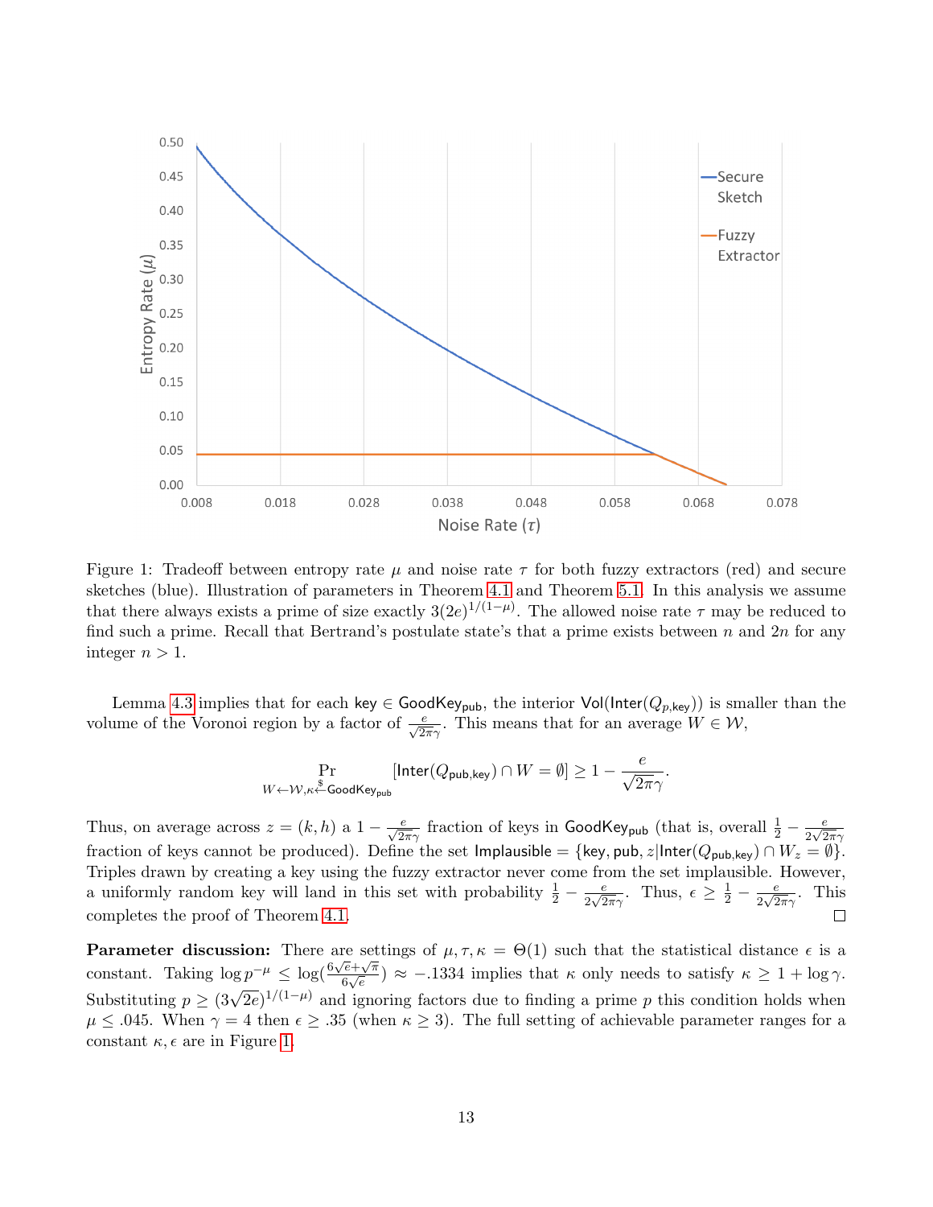Figure 1: Tradeoff between entropy rate $\mu$ and noise rate $\tau$ for both fuzzy extractors (red) and secure sketches (blue). Illustration of parameters in Theorem 4.1 and Theorem 5.1. In this analysis we assume that there always exists a prime of size exactly $3(2e)^{1/(1-\mu)}$. The allowed noise rate $\tau$ may be reduced to find such a prime. Recall that Bertrand's postulate state's that a prime exists between $n$ and $2n$ for any integer $n > 1$.

Lemma 4.3 implies that for each $\mathsf{key} \in \mathsf{GoodKey}_{\mathsf{pub}}$, the interior $\mathsf{Vol}(\mathsf{Inter}(Q_{p,\mathsf{key}}))$ is smaller than the volume of the Voronoi region by a factor of $\frac{e}{\sqrt{2\pi\gamma}}$. This means that for an average $W \in \mathcal{W}$,

$$\Pr_{W \leftarrow \mathcal{W}, \kappa \overset{\$}{\leftarrow} \mathsf{GoodKey}_{\mathsf{pub}}} [\mathsf{Inter}(Q_{\mathsf{pub},\mathsf{key}}) \cap W = \emptyset] \geq 1 - \frac{e}{\sqrt{2\pi\gamma}}.$$

Thus, on average across $z = (k, h)$ a $1 - \frac{e}{\sqrt{2\pi\gamma}}$ fraction of keys in $\mathsf{GoodKey}_{\mathsf{pub}}$ (that is, overall $\frac{1}{2} - \frac{e}{2\sqrt{2\pi\gamma}}$ fraction of keys cannot be produced). Define the set $\mathsf{Implausible} = \{\mathsf{key}, \mathsf{pub}, z | \mathsf{Inter}(Q_{\mathsf{pub},\mathsf{key}}) \cap W_z = \emptyset\}$. Triples drawn by creating a key using the fuzzy extractor never come from the set implausible. However, a uniformly random key will land in this set with probability $\frac{1}{2} - \frac{e}{2\sqrt{2\pi\gamma}}$. Thus, $\epsilon \geq \frac{1}{2} - \frac{e}{2\sqrt{2\pi\gamma}}$. This completes the proof of Theorem 4.1. $\square$

**Parameter discussion:** There are settings of $\mu, \tau, \kappa = \Theta(1)$ such that the statistical distance $\epsilon$ is a constant. Taking $\log p^{-\mu} \leq \log(\frac{6\sqrt{e}+\sqrt{\pi}}{6\sqrt{e}}) \approx -.1334$ implies that $\kappa$ only needs to satisfy $\kappa \geq 1 + \log\gamma$. Substituting $p \geq (3\sqrt{2e})^{1/(1-\mu)}$ and ignoring factors due to finding a prime $p$ this condition holds when $\mu \leq .045$. When $\gamma = 4$ then $\epsilon \geq .35$ (when $\kappa \geq 3$). The full setting of achievable parameter ranges for a constant $\kappa, \epsilon$ are in Figure 1.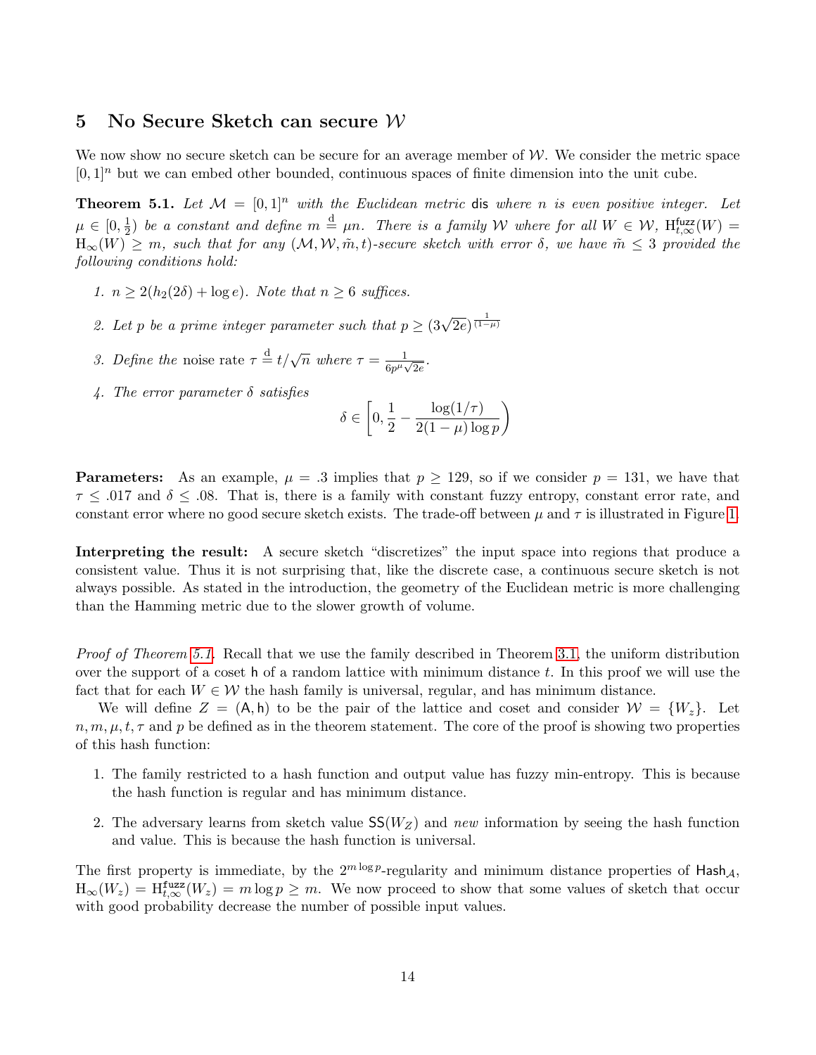## 5 No Secure Sketch can secure $\mathcal{W}$

We now show no secure sketch can be secure for an average member of $\mathcal{W}$. We consider the metric space $[0,1]^n$ but we can embed other bounded, continuous spaces of finite dimension into the unit cube.

**Theorem 5.1.** *Let $\mathcal{M} = [0,1]^n$ with the Euclidean metric $\mathsf{dis}$ where $n$ is even positive integer. Let $\mu \in [0, \frac{1}{2})$ be a constant and define $m \stackrel{\mathrm{d}}{=} \mu n$. There is a family $\mathcal{W}$ where for all $W \in \mathcal{W}$, $\mathrm{H}^{\mathtt{fuzz}}_{t,\infty}(W) = \mathrm{H}_\infty(W) \geq m$, such that for any $(\mathcal{M}, \mathcal{W}, \tilde{m}, t)$-secure sketch with error $\delta$, we have $\tilde{m} \leq 3$ provided the following conditions hold:*

1. *$n \geq 2(h_2(2\delta) + \log e)$. Note that $n \geq 6$ suffices.*
2. *Let $p$ be a prime integer parameter such that $p \geq (3\sqrt{2e})^{\frac{1}{(1-\mu)}}$*
3. *Define the* noise rate *$\tau \stackrel{\mathrm{d}}{=} t/\sqrt{n}$ where $\tau = \frac{1}{6p^\mu\sqrt{2e}}$.*
4. *The error parameter $\delta$ satisfies*
$$\delta \in \left[0, \frac{1}{2} - \frac{\log(1/\tau)}{2(1-\mu)\log p}\right)$$

**Parameters:** As an example, $\mu = .3$ implies that $p \geq 129$, so if we consider $p = 131$, we have that $\tau \leq .017$ and $\delta \leq .08$. That is, there is a family with constant fuzzy entropy, constant error rate, and constant error where no good secure sketch exists. The trade-off between $\mu$ and $\tau$ is illustrated in Figure 1.

**Interpreting the result:** A secure sketch "discretizes" the input space into regions that produce a consistent value. Thus it is not surprising that, like the discrete case, a continuous secure sketch is not always possible. As stated in the introduction, the geometry of the Euclidean metric is more challenging than the Hamming metric due to the slower growth of volume.

*Proof of Theorem 5.1.* Recall that we use the family described in Theorem 3.1, the uniform distribution over the support of a coset $\mathsf{h}$ of a random lattice with minimum distance $t$. In this proof we will use the fact that for each $W \in \mathcal{W}$ the hash family is universal, regular, and has minimum distance.

We will define $Z = (\mathsf{A}, \mathsf{h})$ to be the pair of the lattice and coset and consider $\mathcal{W} = \{W_z\}$. Let $n, m, \mu, t, \tau$ and $p$ be defined as in the theorem statement. The core of the proof is showing two properties of this hash function:

1. The family restricted to a hash function and output value has fuzzy min-entropy. This is because the hash function is regular and has minimum distance.
2. The adversary learns from sketch value $\mathsf{SS}(W_Z)$ and *new* information by seeing the hash function and value. This is because the hash function is universal.

The first property is immediate, by the $2^{m\log p}$-regularity and minimum distance properties of $\mathsf{Hash}_{\mathcal{A}}$, $\mathrm{H}_\infty(W_z) = \mathrm{H}^{\mathtt{fuzz}}_{t,\infty}(W_z) = m\log p \geq m$. We now proceed to show that some values of sketch that occur with good probability decrease the number of possible input values.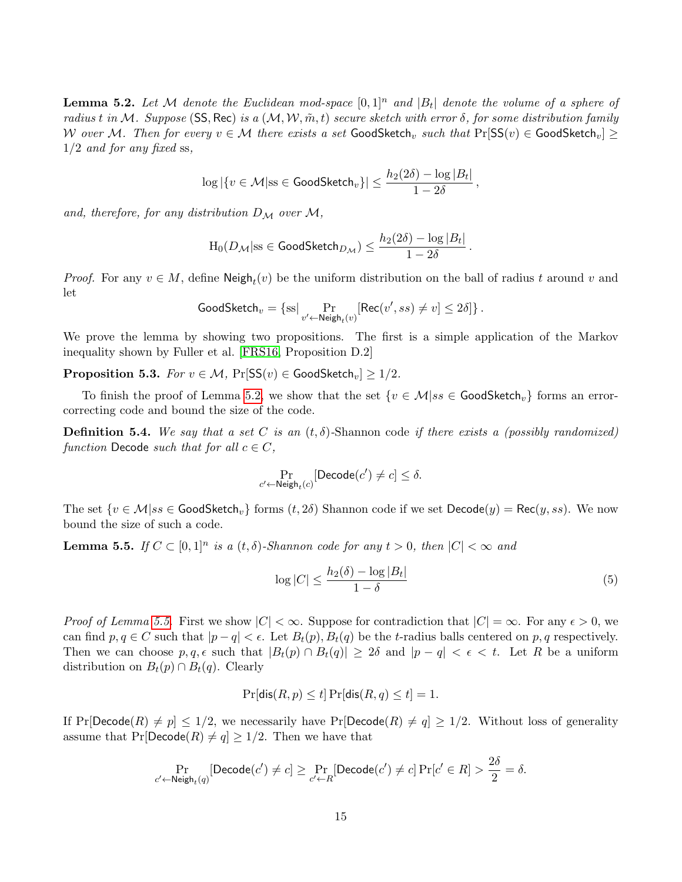**Lemma 5.2.** *Let $\mathcal{M}$ denote the Euclidean mod-space $[0,1]^n$ and $|B_t|$ denote the volume of a sphere of radius $t$ in $\mathcal{M}$. Suppose $(\mathsf{SS}, \mathsf{Rec})$ is a $(\mathcal{M}, \mathcal{W}, \tilde{m}, t)$ secure sketch with error $\delta$, for some distribution family $\mathcal{W}$ over $\mathcal{M}$. Then for every $v \in \mathcal{M}$ there exists a set $\mathsf{GoodSketch}_v$ such that $\Pr[\mathsf{SS}(v) \in \mathsf{GoodSketch}_v] \geq 1/2$ and for any fixed* ss*,*

$$\log |\{v \in \mathcal{M} | \text{ss} \in \mathsf{GoodSketch}_v\}| \leq \frac{h_2(2\delta) - \log |B_t|}{1 - 2\delta},$$

*and, therefore, for any distribution $D_{\mathcal{M}}$ over $\mathcal{M}$,*

$$\mathrm{H}_0(D_{\mathcal{M}} | \text{ss} \in \mathsf{GoodSketch}_{D_{\mathcal{M}}}) \leq \frac{h_2(2\delta) - \log |B_t|}{1 - 2\delta}.$$

*Proof.* For any $v \in M$, define $\mathsf{Neigh}_t(v)$ be the uniform distribution on the ball of radius $t$ around $v$ and let

$$\mathsf{GoodSketch}_v = \{\text{ss} | \Pr_{v' \leftarrow \mathsf{Neigh}_t(v)}[\mathsf{Rec}(v', ss) \neq v] \leq 2\delta]\}.$$

We prove the lemma by showing two propositions. The first is a simple application of the Markov inequality shown by Fuller et al. [FRS16, Proposition D.2]

**Proposition 5.3.** *For $v \in \mathcal{M}$, $\Pr[\mathsf{SS}(v) \in \mathsf{GoodSketch}_v] \geq 1/2$.*

To finish the proof of Lemma 5.2, we show that the set $\{v \in \mathcal{M} | ss \in \mathsf{GoodSketch}_v\}$ forms an error-correcting code and bound the size of the code.

**Definition 5.4.** *We say that a set $C$ is an $(t, \delta)$-Shannon* code *if there exists a (possibly randomized) function* Decode *such that for all $c \in C$,*

$$\Pr_{c' \leftarrow \mathsf{Neigh}_t(c)}[\mathsf{Decode}(c') \neq c] \leq \delta.$$

The set $\{v \in \mathcal{M} | ss \in \mathsf{GoodSketch}_v\}$ forms $(t, 2\delta)$ Shannon code if we set $\mathsf{Decode}(y) = \mathsf{Rec}(y, ss)$. We now bound the size of such a code.

**Lemma 5.5.** *If $C \subset [0,1]^n$ is a $(t, \delta)$-Shannon code for any $t > 0$, then $|C| < \infty$ and*

$$\log |C| \leq \frac{h_2(\delta) - \log |B_t|}{1 - \delta} \tag{5}$$

*Proof of Lemma 5.5.* First we show $|C| < \infty$. Suppose for contradiction that $|C| = \infty$. For any $\epsilon > 0$, we can find $p, q \in C$ such that $|p - q| < \epsilon$. Let $B_t(p), B_t(q)$ be the $t$-radius balls centered on $p, q$ respectively. Then we can choose $p, q, \epsilon$ such that $|B_t(p) \cap B_t(q)| \geq 2\delta$ and $|p - q| < \epsilon < t$. Let $R$ be a uniform distribution on $B_t(p) \cap B_t(q)$. Clearly

$$\Pr[\mathsf{dis}(R, p) \leq t] \Pr[\mathsf{dis}(R, q) \leq t] = 1.$$

If $\Pr[\mathsf{Decode}(R) \neq p] \leq 1/2$, we necessarily have $\Pr[\mathsf{Decode}(R) \neq q] \geq 1/2$. Without loss of generality assume that $\Pr[\mathsf{Decode}(R) \neq q] \geq 1/2$. Then we have that

$$\Pr_{c' \leftarrow \mathsf{Neigh}_t(q)}[\mathsf{Decode}(c') \neq c] \geq \Pr_{c' \leftarrow R}[\mathsf{Decode}(c') \neq c] \Pr[c' \in R] > \frac{2\delta}{2} = \delta.$$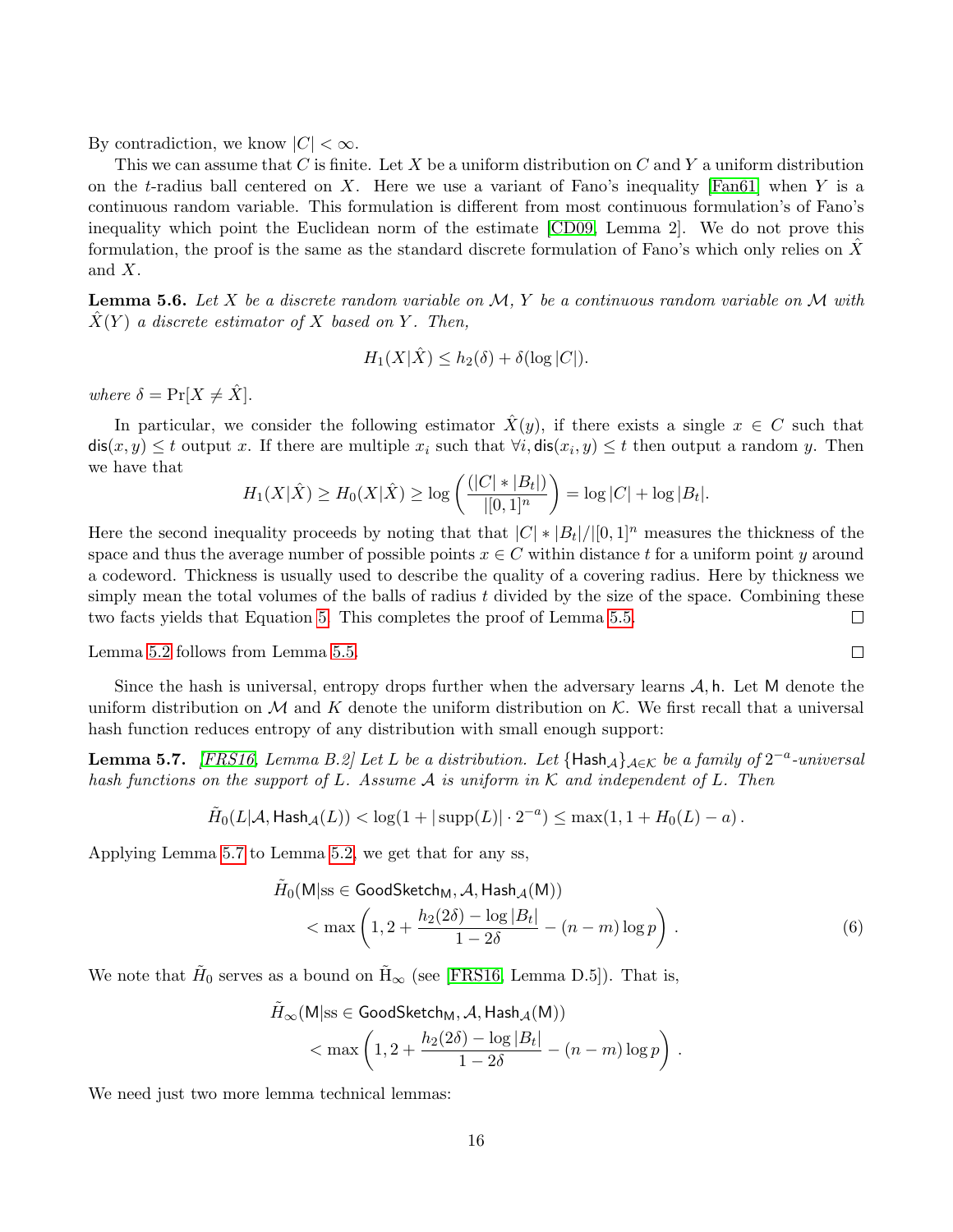By contradiction, we know $|C| < \infty$.

This we can assume that $C$ is finite. Let $X$ be a uniform distribution on $C$ and $Y$ a uniform distribution on the $t$-radius ball centered on $X$. Here we use a variant of Fano's inequality [Fan61] when $Y$ is a continuous random variable. This formulation is different from most continuous formulation's of Fano's inequality which point the Euclidean norm of the estimate [CD09, Lemma 2]. We do not prove this formulation, the proof is the same as the standard discrete formulation of Fano's which only relies on $\hat{X}$ and $X$.

**Lemma 5.6.** *Let $X$ be a discrete random variable on $\mathcal{M}$, $Y$ be a continuous random variable on $\mathcal{M}$ with $\hat{X}(Y)$ a discrete estimator of $X$ based on $Y$. Then,*

$$H_1(X|\hat{X}) \leq h_2(\delta) + \delta(\log |C|).$$

*where $\delta = \Pr[X \neq \hat{X}]$.*

In particular, we consider the following estimator $\hat{X}(y)$, if there exists a single $x \in C$ such that $\mathsf{dis}(x, y) \leq t$ output $x$. If there are multiple $x_i$ such that $\forall i, \mathsf{dis}(x_i, y) \leq t$ then output a random $y$. Then we have that

$$H_1(X|\hat{X}) \geq H_0(X|\hat{X}) \geq \log\left(\frac{(|C| * |B_t|)}{|[0,1]^n}\right) = \log |C| + \log |B_t|.$$

Here the second inequality proceeds by noting that that $|C| * |B_t|/|[0,1]^n$ measures the thickness of the space and thus the average number of possible points $x \in C$ within distance $t$ for a uniform point $y$ around a codeword. Thickness is usually used to describe the quality of a covering radius. Here by thickness we simply mean the total volumes of the balls of radius $t$ divided by the size of the space. Combining these two facts yields that Equation 5. This completes the proof of Lemma 5.5. □

Lemma 5.2 follows from Lemma 5.5. □

Since the hash is universal, entropy drops further when the adversary learns $\mathcal{A}, \mathsf{h}$. Let $\mathsf{M}$ denote the uniform distribution on $\mathcal{M}$ and $K$ denote the uniform distribution on $\mathcal{K}$. We first recall that a universal hash function reduces entropy of any distribution with small enough support:

**Lemma 5.7.** *[FRS16, Lemma B.2] Let $L$ be a distribution. Let $\{\mathsf{Hash}_{\mathcal{A}}\}_{\mathcal{A} \in \mathcal{K}}$ be a family of $2^{-a}$-universal hash functions on the support of $L$. Assume $\mathcal{A}$ is uniform in $\mathcal{K}$ and independent of $L$. Then*

$$\tilde{H}_0(L|\mathcal{A}, \mathsf{Hash}_{\mathcal{A}}(L)) < \log(1 + |\operatorname{supp}(L)| \cdot 2^{-a}) \leq \max(1, 1 + H_0(L) - a)\,.$$

Applying Lemma 5.7 to Lemma 5.2, we get that for any ss,

$$\begin{aligned}
&\tilde{H}_0(\mathsf{M}|\mathrm{ss} \in \mathsf{GoodSketch}_{\mathsf{M}}, \mathcal{A}, \mathsf{Hash}_{\mathcal{A}}(\mathsf{M})) \\
&\qquad < \max\left(1, 2 + \frac{h_2(2\delta) - \log |B_t|}{1 - 2\delta} - (n - m) \log p\right)\,.
\end{aligned} \tag{6}$$

We note that $\tilde{H}_0$ serves as a bound on $\tilde{\mathrm{H}}_\infty$ (see [FRS16, Lemma D.5]). That is,

$$\begin{aligned}
&\tilde{H}_\infty(\mathsf{M}|\mathrm{ss} \in \mathsf{GoodSketch}_{\mathsf{M}}, \mathcal{A}, \mathsf{Hash}_{\mathcal{A}}(\mathsf{M})) \\
&\qquad < \max\left(1, 2 + \frac{h_2(2\delta) - \log |B_t|}{1 - 2\delta} - (n - m) \log p\right)\,.
\end{aligned}$$

We need just two more lemma technical lemmas: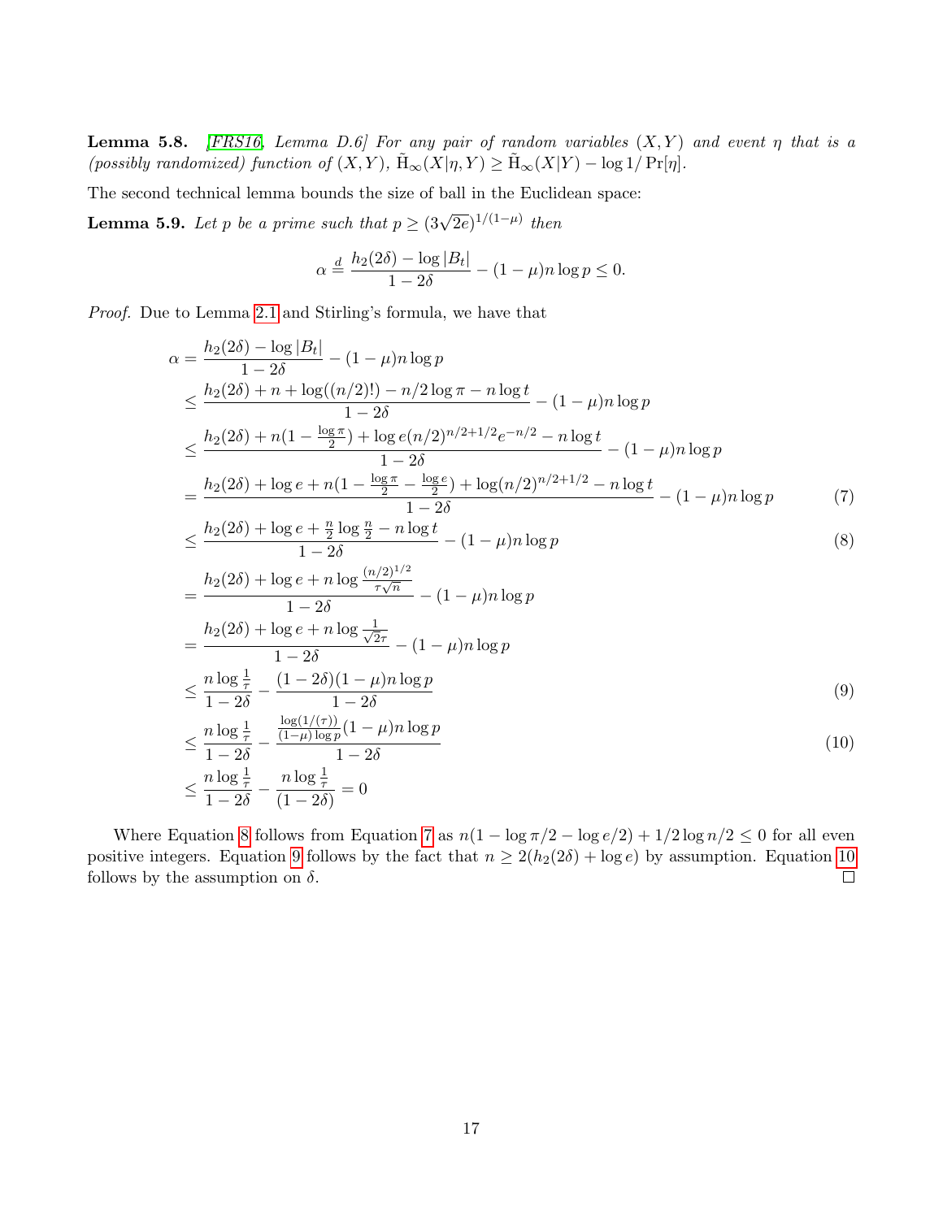**Lemma 5.8.** *[FRS16, Lemma D.6] For any pair of random variables $(X, Y)$ and event $\eta$ that is a (possibly randomized) function of $(X, Y)$, $\tilde{\mathrm{H}}_\infty(X|\eta, Y) \geq \tilde{\mathrm{H}}_\infty(X|Y) - \log 1/\Pr[\eta]$.*

The second technical lemma bounds the size of ball in the Euclidean space:

**Lemma 5.9.** *Let $p$ be a prime such that $p \geq (3\sqrt{2e})^{1/(1-\mu)}$ then*

$$\alpha \stackrel{d}{=} \frac{h_2(2\delta) - \log|B_t|}{1-2\delta} - (1-\mu)n\log p \leq 0.$$

*Proof.* Due to Lemma 2.1 and Stirling's formula, we have that

$$
\begin{aligned}
\alpha &= \frac{h_2(2\delta) - \log|B_t|}{1-2\delta} - (1-\mu)n\log p \\
&\leq \frac{h_2(2\delta) + n + \log((n/2)!) - n/2\log\pi - n\log t}{1-2\delta} - (1-\mu)n\log p \\
&\leq \frac{h_2(2\delta) + n(1 - \frac{\log\pi}{2}) + \log e(n/2)^{n/2+1/2}e^{-n/2} - n\log t}{1-2\delta} - (1-\mu)n\log p \\
&= \frac{h_2(2\delta) + \log e + n(1 - \frac{\log\pi}{2} - \frac{\log e}{2}) + \log(n/2)^{n/2+1/2} - n\log t}{1-2\delta} - (1-\mu)n\log p \qquad (7)\\
&\leq \frac{h_2(2\delta) + \log e + \frac{n}{2}\log\frac{n}{2} - n\log t}{1-2\delta} - (1-\mu)n\log p \qquad (8)\\
&= \frac{h_2(2\delta) + \log e + n\log\frac{(n/2)^{1/2}}{\tau\sqrt{n}}}{1-2\delta} - (1-\mu)n\log p \\
&= \frac{h_2(2\delta) + \log e + n\log\frac{1}{\sqrt{2}\tau}}{1-2\delta} - (1-\mu)n\log p \\
&\leq \frac{n\log\frac{1}{\tau}}{1-2\delta} - \frac{(1-2\delta)(1-\mu)n\log p}{1-2\delta} \qquad (9)\\
&\leq \frac{n\log\frac{1}{\tau}}{1-2\delta} - \frac{\frac{\log(1/(\tau))}{(1-\mu)\log p}(1-\mu)n\log p}{1-2\delta} \qquad (10)\\
&\leq \frac{n\log\frac{1}{\tau}}{1-2\delta} - \frac{n\log\frac{1}{\tau}}{(1-2\delta)} = 0
\end{aligned}
$$

Where Equation 8 follows from Equation 7 as $n(1 - \log\pi/2 - \log e/2) + 1/2\log n/2 \leq 0$ for all even positive integers. Equation 9 follows by the fact that $n \geq 2(h_2(2\delta) + \log e)$ by assumption. Equation 10 follows by the assumption on $\delta$. $\square$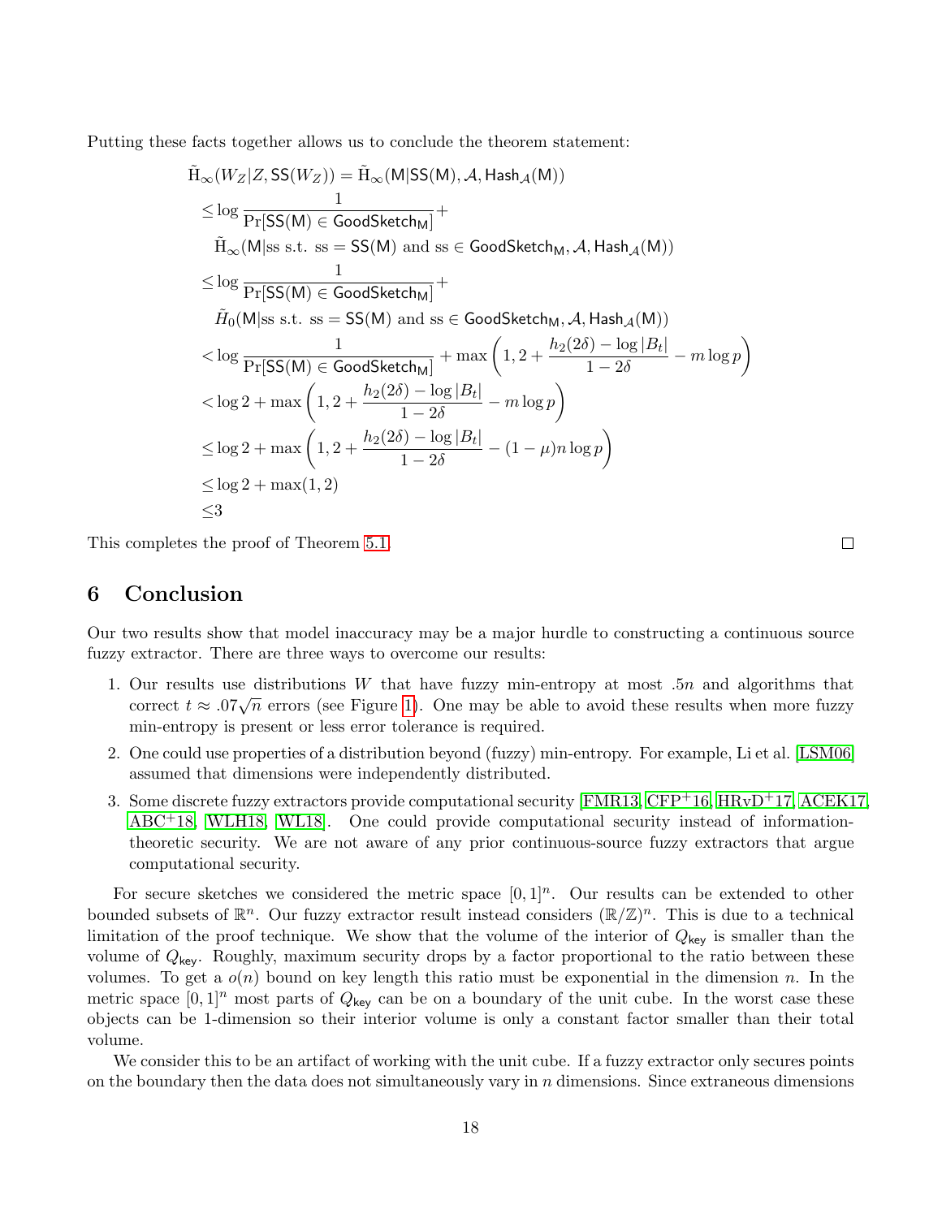Putting these facts together allows us to conclude the theorem statement:

$$
\begin{aligned}
\tilde{\mathrm{H}}_\infty(W_Z | Z, \mathsf{SS}(W_Z)) &= \tilde{\mathrm{H}}_\infty(\mathsf{M}|\mathsf{SS}(\mathsf{M}), \mathcal{A}, \mathsf{Hash}_{\mathcal{A}}(\mathsf{M}))\\
&\leq \log \frac{1}{\Pr[\mathsf{SS}(\mathsf{M}) \in \mathsf{GoodSketch}_{\mathsf{M}}]} + \\
&\quad \tilde{\mathrm{H}}_\infty(\mathsf{M}|\text{ss s.t. ss} = \mathsf{SS}(\mathsf{M}) \text{ and ss} \in \mathsf{GoodSketch}_{\mathsf{M}}, \mathcal{A}, \mathsf{Hash}_{\mathcal{A}}(\mathsf{M}))\\
&\leq \log \frac{1}{\Pr[\mathsf{SS}(\mathsf{M}) \in \mathsf{GoodSketch}_{\mathsf{M}}]} + \\
&\quad \tilde{H}_0(\mathsf{M}|\text{ss s.t. ss} = \mathsf{SS}(\mathsf{M}) \text{ and ss} \in \mathsf{GoodSketch}_{\mathsf{M}}, \mathcal{A}, \mathsf{Hash}_{\mathcal{A}}(\mathsf{M}))\\
&< \log \frac{1}{\Pr[\mathsf{SS}(\mathsf{M}) \in \mathsf{GoodSketch}_{\mathsf{M}}]} + \max\left(1, 2 + \frac{h_2(2\delta) - \log|B_t|}{1-2\delta} - m \log p\right)\\
&< \log 2 + \max\left(1, 2 + \frac{h_2(2\delta) - \log|B_t|}{1-2\delta} - m \log p\right)\\
&\leq \log 2 + \max\left(1, 2 + \frac{h_2(2\delta) - \log|B_t|}{1-2\delta} - (1-\mu) n \log p\right)\\
&\leq \log 2 + \max(1, 2)\\
&\leq 3
\end{aligned}
$$

This completes the proof of Theorem 5.1. □

## 6 Conclusion

Our two results show that model inaccuracy may be a major hurdle to constructing a continuous source fuzzy extractor. There are three ways to overcome our results:

1. Our results use distributions $W$ that have fuzzy min-entropy at most $.5n$ and algorithms that correct $t \approx .07\sqrt{n}$ errors (see Figure 1). One may be able to avoid these results when more fuzzy min-entropy is present or less error tolerance is required.
2. One could use properties of a distribution beyond (fuzzy) min-entropy. For example, Li et al. [LSM06] assumed that dimensions were independently distributed.
3. Some discrete fuzzy extractors provide computational security [FMR13, CFP+16, HRvD+17, ACEK17, ABC+18, WLH18, WL18]. One could provide computational security instead of information-theoretic security. We are not aware of any prior continuous-source fuzzy extractors that argue computational security.

For secure sketches we considered the metric space $[0,1]^n$. Our results can be extended to other bounded subsets of $\mathbb{R}^n$. Our fuzzy extractor result instead considers $(\mathbb{R}/\mathbb{Z})^n$. This is due to a technical limitation of the proof technique. We show that the volume of the interior of $Q_{\mathsf{key}}$ is smaller than the volume of $Q_{\mathsf{key}}$. Roughly, maximum security drops by a factor proportional to the ratio between these volumes. To get a $o(n)$ bound on key length this ratio must be exponential in the dimension $n$. In the metric space $[0,1]^n$ most parts of $Q_{\mathsf{key}}$ can be on a boundary of the unit cube. In the worst case these objects can be 1-dimension so their interior volume is only a constant factor smaller than their total volume.

We consider this to be an artifact of working with the unit cube. If a fuzzy extractor only secures points on the boundary then the data does not simultaneously vary in $n$ dimensions. Since extraneous dimensions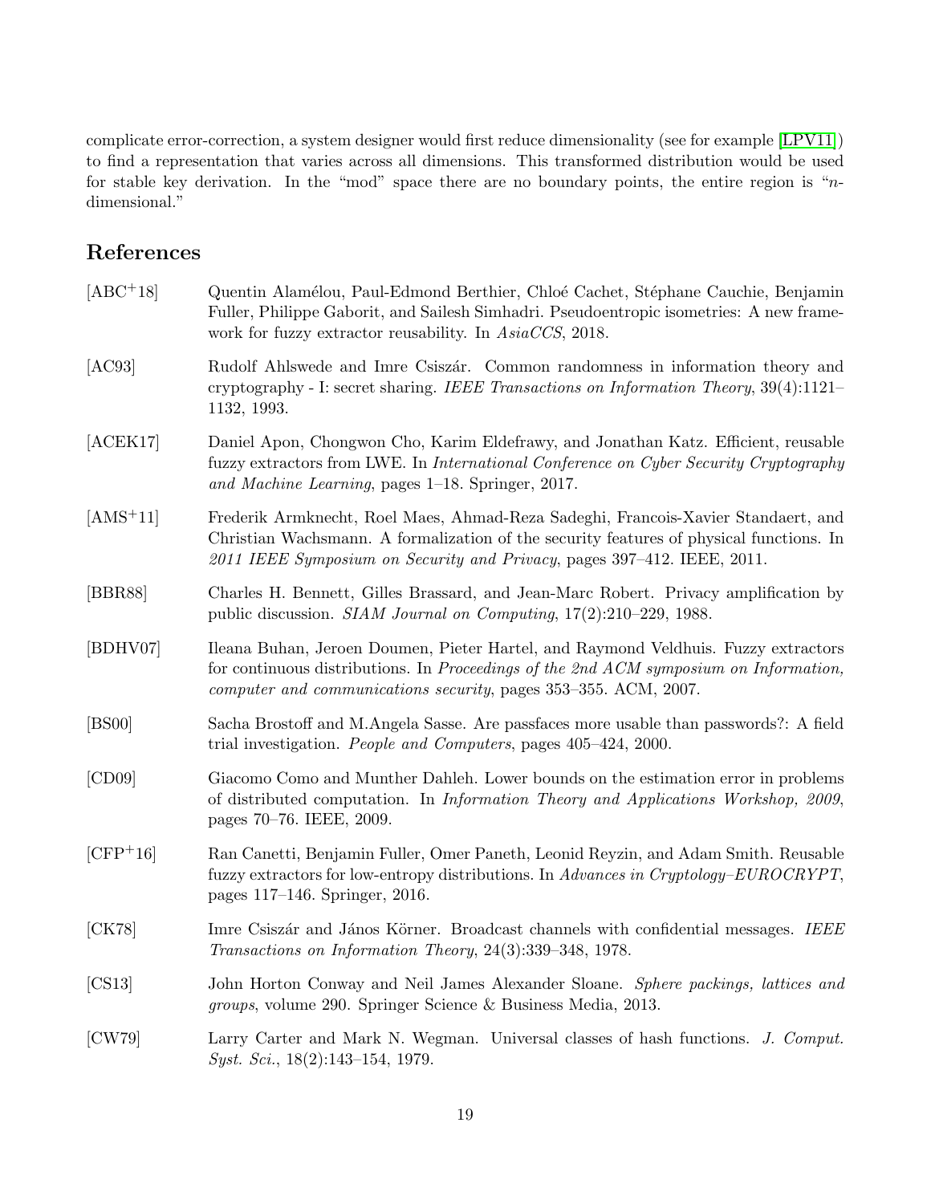complicate error-correction, a system designer would first reduce dimensionality (see for example [LPV11]) to find a representation that varies across all dimensions. This transformed distribution would be used for stable key derivation. In the "mod" space there are no boundary points, the entire region is "$n$-dimensional."

## References

[ABC+18] Quentin Alamélou, Paul-Edmond Berthier, Chloé Cachet, Stéphane Cauchie, Benjamin Fuller, Philippe Gaborit, and Sailesh Simhadri. Pseudoentropic isometries: A new framework for fuzzy extractor reusability. In *AsiaCCS*, 2018.

[AC93] Rudolf Ahlswede and Imre Csiszár. Common randomness in information theory and cryptography - I: secret sharing. *IEEE Transactions on Information Theory*, 39(4):1121–1132, 1993.

[ACEK17] Daniel Apon, Chongwon Cho, Karim Eldefrawy, and Jonathan Katz. Efficient, reusable fuzzy extractors from LWE. In *International Conference on Cyber Security Cryptography and Machine Learning*, pages 1–18. Springer, 2017.

[AMS+11] Frederik Armknecht, Roel Maes, Ahmad-Reza Sadeghi, Francois-Xavier Standaert, and Christian Wachsmann. A formalization of the security features of physical functions. In *2011 IEEE Symposium on Security and Privacy*, pages 397–412. IEEE, 2011.

[BBR88] Charles H. Bennett, Gilles Brassard, and Jean-Marc Robert. Privacy amplification by public discussion. *SIAM Journal on Computing*, 17(2):210–229, 1988.

[BDHV07] Ileana Buhan, Jeroen Doumen, Pieter Hartel, and Raymond Veldhuis. Fuzzy extractors for continuous distributions. In *Proceedings of the 2nd ACM symposium on Information, computer and communications security*, pages 353–355. ACM, 2007.

[BS00] Sacha Brostoff and M.Angela Sasse. Are passfaces more usable than passwords?: A field trial investigation. *People and Computers*, pages 405–424, 2000.

[CD09] Giacomo Como and Munther Dahleh. Lower bounds on the estimation error in problems of distributed computation. In *Information Theory and Applications Workshop, 2009*, pages 70–76. IEEE, 2009.

[CFP+16] Ran Canetti, Benjamin Fuller, Omer Paneth, Leonid Reyzin, and Adam Smith. Reusable fuzzy extractors for low-entropy distributions. In *Advances in Cryptology–EUROCRYPT*, pages 117–146. Springer, 2016.

[CK78] Imre Csiszár and János Körner. Broadcast channels with confidential messages. *IEEE Transactions on Information Theory*, 24(3):339–348, 1978.

[CS13] John Horton Conway and Neil James Alexander Sloane. *Sphere packings, lattices and groups*, volume 290. Springer Science & Business Media, 2013.

[CW79] Larry Carter and Mark N. Wegman. Universal classes of hash functions. *J. Comput. Syst. Sci.*, 18(2):143–154, 1979.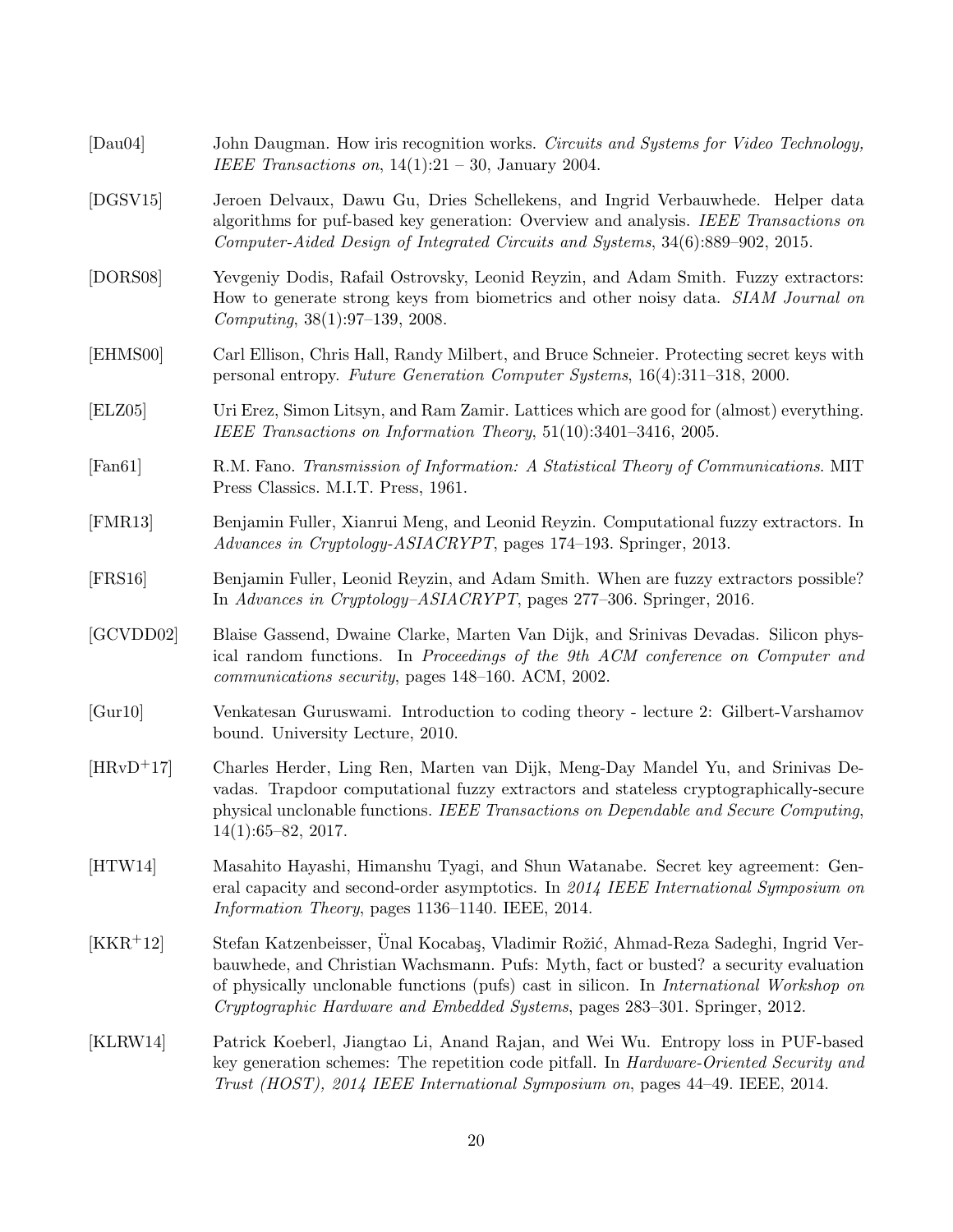[Dau04] John Daugman. How iris recognition works. *Circuits and Systems for Video Technology, IEEE Transactions on*, 14(1):21 – 30, January 2004.

[DGSV15] Jeroen Delvaux, Dawu Gu, Dries Schellekens, and Ingrid Verbauwhede. Helper data algorithms for puf-based key generation: Overview and analysis. *IEEE Transactions on Computer-Aided Design of Integrated Circuits and Systems*, 34(6):889–902, 2015.

[DORS08] Yevgeniy Dodis, Rafail Ostrovsky, Leonid Reyzin, and Adam Smith. Fuzzy extractors: How to generate strong keys from biometrics and other noisy data. *SIAM Journal on Computing*, 38(1):97–139, 2008.

[EHMS00] Carl Ellison, Chris Hall, Randy Milbert, and Bruce Schneier. Protecting secret keys with personal entropy. *Future Generation Computer Systems*, 16(4):311–318, 2000.

[ELZ05] Uri Erez, Simon Litsyn, and Ram Zamir. Lattices which are good for (almost) everything. *IEEE Transactions on Information Theory*, 51(10):3401–3416, 2005.

[Fan61] R.M. Fano. *Transmission of Information: A Statistical Theory of Communications*. MIT Press Classics. M.I.T. Press, 1961.

[FMR13] Benjamin Fuller, Xianrui Meng, and Leonid Reyzin. Computational fuzzy extractors. In *Advances in Cryptology-ASIACRYPT*, pages 174–193. Springer, 2013.

[FRS16] Benjamin Fuller, Leonid Reyzin, and Adam Smith. When are fuzzy extractors possible? In *Advances in Cryptology–ASIACRYPT*, pages 277–306. Springer, 2016.

[GCVDD02] Blaise Gassend, Dwaine Clarke, Marten Van Dijk, and Srinivas Devadas. Silicon physical random functions. In *Proceedings of the 9th ACM conference on Computer and communications security*, pages 148–160. ACM, 2002.

[Gur10] Venkatesan Guruswami. Introduction to coding theory - lecture 2: Gilbert-Varshamov bound. University Lecture, 2010.

[HRvD+17] Charles Herder, Ling Ren, Marten van Dijk, Meng-Day Mandel Yu, and Srinivas Devadas. Trapdoor computational fuzzy extractors and stateless cryptographically-secure physical unclonable functions. *IEEE Transactions on Dependable and Secure Computing*, 14(1):65–82, 2017.

[HTW14] Masahito Hayashi, Himanshu Tyagi, and Shun Watanabe. Secret key agreement: General capacity and second-order asymptotics. In *2014 IEEE International Symposium on Information Theory*, pages 1136–1140. IEEE, 2014.

[KKR+12] Stefan Katzenbeisser, Ünal Kocabaş, Vladimir Rožić, Ahmad-Reza Sadeghi, Ingrid Verbauwhede, and Christian Wachsmann. Pufs: Myth, fact or busted? a security evaluation of physically unclonable functions (pufs) cast in silicon. In *International Workshop on Cryptographic Hardware and Embedded Systems*, pages 283–301. Springer, 2012.

[KLRW14] Patrick Koeberl, Jiangtao Li, Anand Rajan, and Wei Wu. Entropy loss in PUF-based key generation schemes: The repetition code pitfall. In *Hardware-Oriented Security and Trust (HOST), 2014 IEEE International Symposium on*, pages 44–49. IEEE, 2014.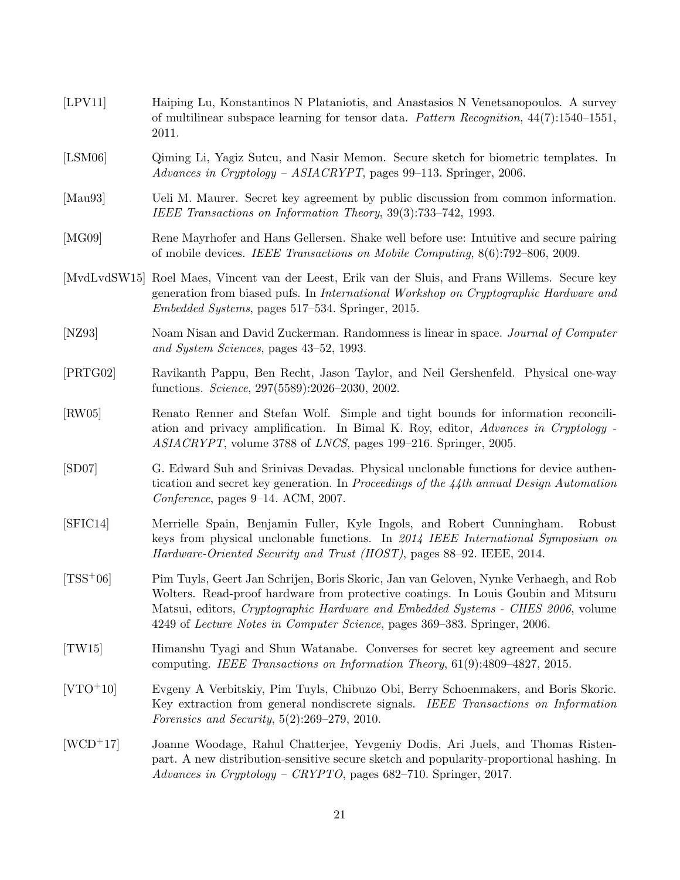[LPV11] Haiping Lu, Konstantinos N Plataniotis, and Anastasios N Venetsanopoulos. A survey of multilinear subspace learning for tensor data. *Pattern Recognition*, 44(7):1540–1551, 2011.

[LSM06] Qiming Li, Yagiz Sutcu, and Nasir Memon. Secure sketch for biometric templates. In *Advances in Cryptology – ASIACRYPT*, pages 99–113. Springer, 2006.

[Mau93] Ueli M. Maurer. Secret key agreement by public discussion from common information. *IEEE Transactions on Information Theory*, 39(3):733–742, 1993.

[MG09] Rene Mayrhofer and Hans Gellersen. Shake well before use: Intuitive and secure pairing of mobile devices. *IEEE Transactions on Mobile Computing*, 8(6):792–806, 2009.

[MvdLvdSW15] Roel Maes, Vincent van der Leest, Erik van der Sluis, and Frans Willems. Secure key generation from biased pufs. In *International Workshop on Cryptographic Hardware and Embedded Systems*, pages 517–534. Springer, 2015.

[NZ93] Noam Nisan and David Zuckerman. Randomness is linear in space. *Journal of Computer and System Sciences*, pages 43–52, 1993.

[PRTG02] Ravikanth Pappu, Ben Recht, Jason Taylor, and Neil Gershenfeld. Physical one-way functions. *Science*, 297(5589):2026–2030, 2002.

[RW05] Renato Renner and Stefan Wolf. Simple and tight bounds for information reconciliation and privacy amplification. In Bimal K. Roy, editor, *Advances in Cryptology - ASIACRYPT*, volume 3788 of *LNCS*, pages 199–216. Springer, 2005.

[SD07] G. Edward Suh and Srinivas Devadas. Physical unclonable functions for device authentication and secret key generation. In *Proceedings of the 44th annual Design Automation Conference*, pages 9–14. ACM, 2007.

[SFIC14] Merrielle Spain, Benjamin Fuller, Kyle Ingols, and Robert Cunningham. Robust keys from physical unclonable functions. In *2014 IEEE International Symposium on Hardware-Oriented Security and Trust (HOST)*, pages 88–92. IEEE, 2014.

[TSS+06] Pim Tuyls, Geert Jan Schrijen, Boris Skoric, Jan van Geloven, Nynke Verhaegh, and Rob Wolters. Read-proof hardware from protective coatings. In Louis Goubin and Mitsuru Matsui, editors, *Cryptographic Hardware and Embedded Systems - CHES 2006*, volume 4249 of *Lecture Notes in Computer Science*, pages 369–383. Springer, 2006.

[TW15] Himanshu Tyagi and Shun Watanabe. Converses for secret key agreement and secure computing. *IEEE Transactions on Information Theory*, 61(9):4809–4827, 2015.

[VTO+10] Evgeny A Verbitskiy, Pim Tuyls, Chibuzo Obi, Berry Schoenmakers, and Boris Skoric. Key extraction from general nondiscrete signals. *IEEE Transactions on Information Forensics and Security*, 5(2):269–279, 2010.

[WCD+17] Joanne Woodage, Rahul Chatterjee, Yevgeniy Dodis, Ari Juels, and Thomas Ristenpart. A new distribution-sensitive secure sketch and popularity-proportional hashing. In *Advances in Cryptology – CRYPTO*, pages 682–710. Springer, 2017.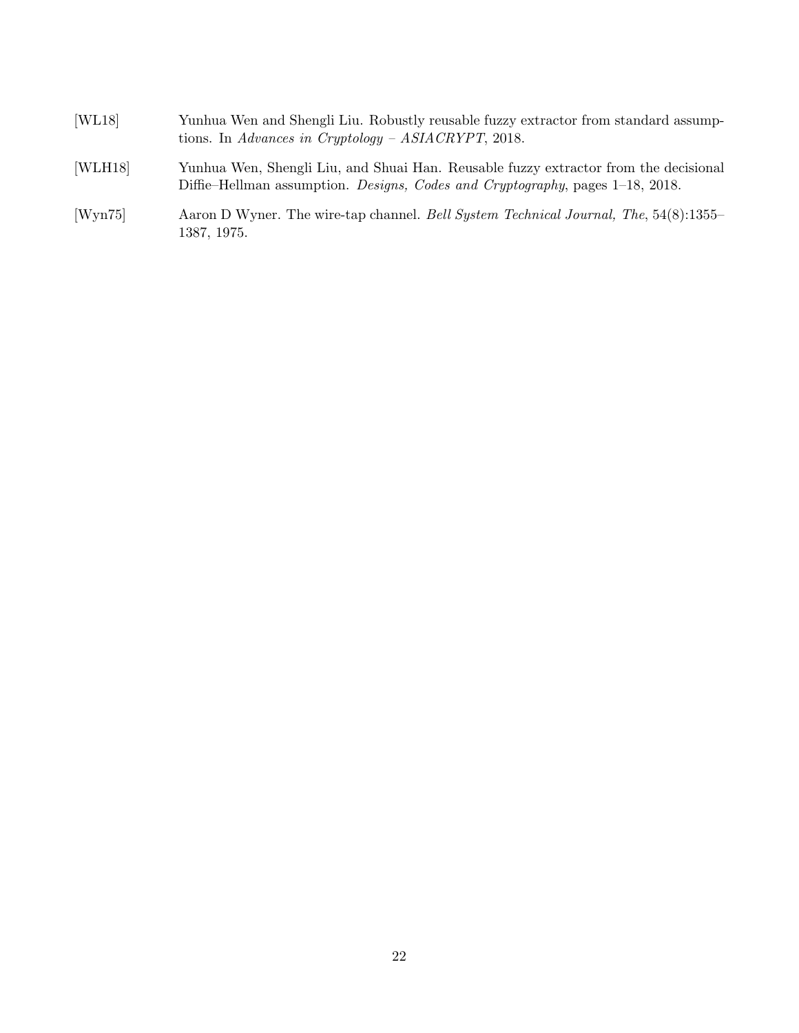[WL18] Yunhua Wen and Shengli Liu. Robustly reusable fuzzy extractor from standard assumptions. In *Advances in Cryptology – ASIACRYPT*, 2018.

[WLH18] Yunhua Wen, Shengli Liu, and Shuai Han. Reusable fuzzy extractor from the decisional Diffie–Hellman assumption. *Designs, Codes and Cryptography*, pages 1–18, 2018.

[Wyn75] Aaron D Wyner. The wire-tap channel. *Bell System Technical Journal, The*, 54(8):1355–1387, 1975.